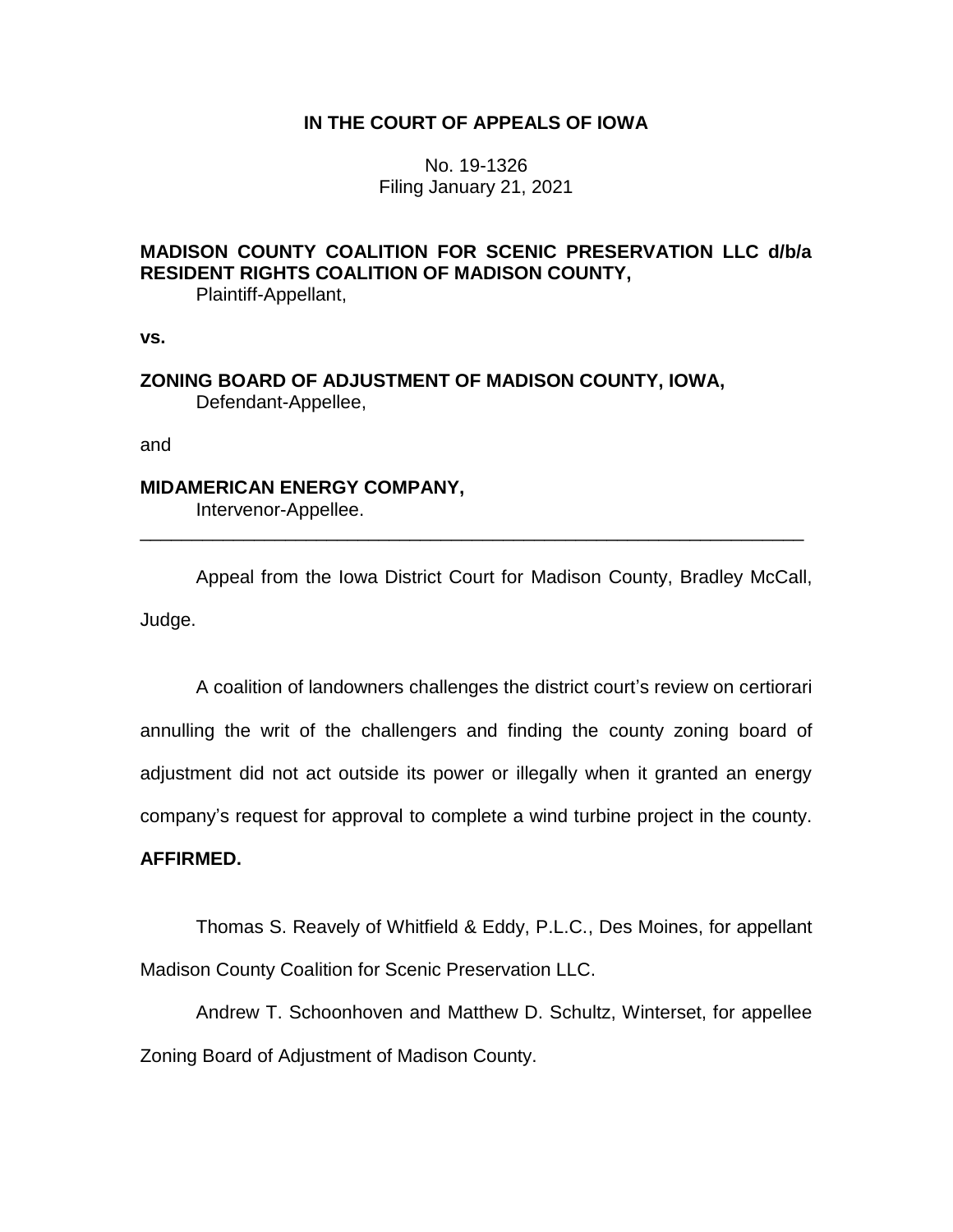# IN THE COURT OF APPEALS OF IOWA

No. 19-1326
Filing January 21, 2021

**MADISON COUNTY COALITION FOR SCENIC PRESERVATION LLC d/b/a RESIDENT RIGHTS COALITION OF MADISON COUNTY,**
Plaintiff-Appellant,

**vs.**

**ZONING BOARD OF ADJUSTMENT OF MADISON COUNTY, IOWA,**
Defendant-Appellee,

and

**MIDAMERICAN ENERGY COMPANY,**
Intervenor-Appellee.

---

Appeal from the Iowa District Court for Madison County, Bradley McCall, Judge.

A coalition of landowners challenges the district court's review on certiorari annulling the writ of the challengers and finding the county zoning board of adjustment did not act outside its power or illegally when it granted an energy company's request for approval to complete a wind turbine project in the county. **AFFIRMED.**

Thomas S. Reavely of Whitfield & Eddy, P.L.C., Des Moines, for appellant Madison County Coalition for Scenic Preservation LLC.

Andrew T. Schoonhoven and Matthew D. Schultz, Winterset, for appellee Zoning Board of Adjustment of Madison County.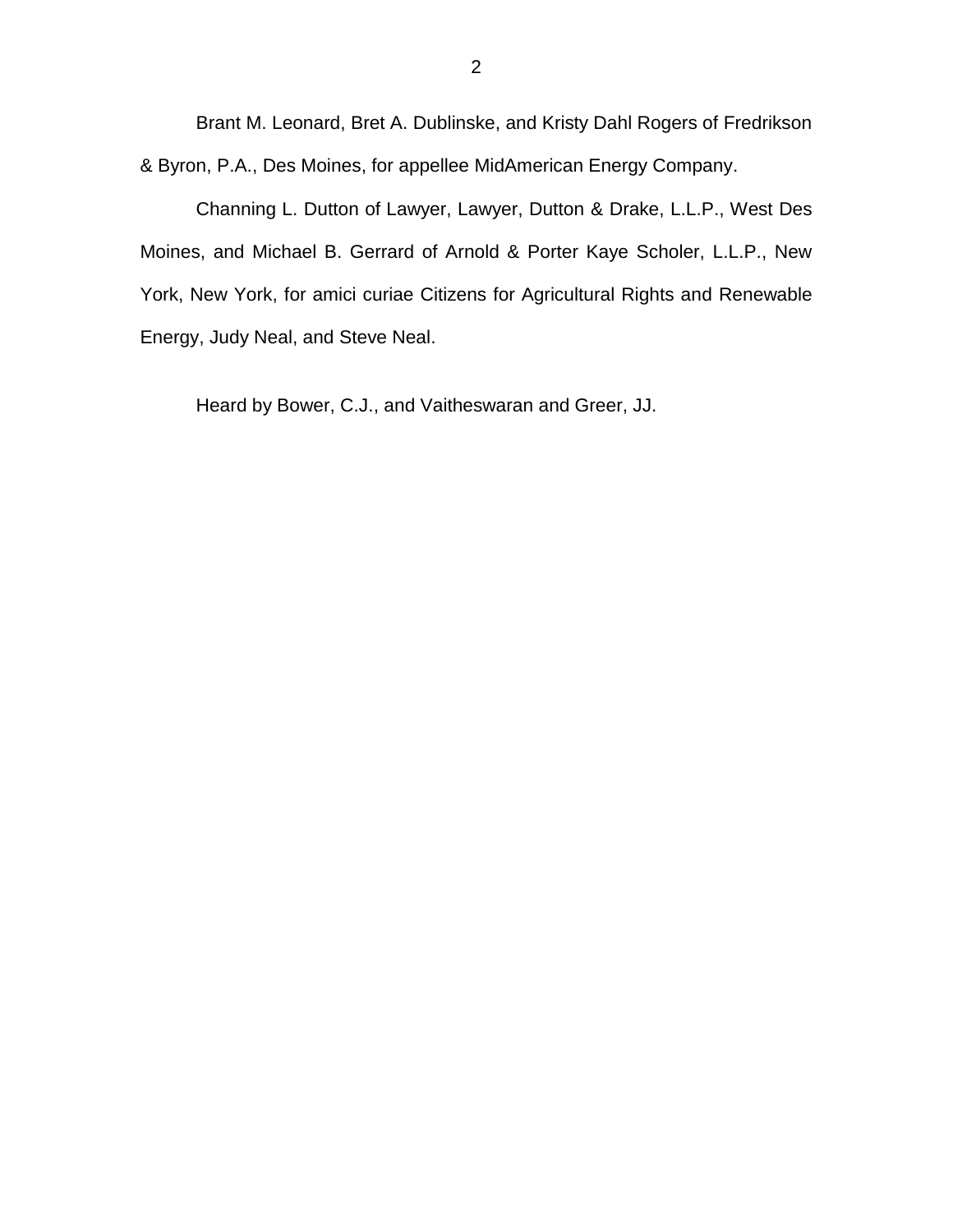Brant M. Leonard, Bret A. Dublinske, and Kristy Dahl Rogers of Fredrikson & Byron, P.A., Des Moines, for appellee MidAmerican Energy Company.

Channing L. Dutton of Lawyer, Lawyer, Dutton & Drake, L.L.P., West Des Moines, and Michael B. Gerrard of Arnold & Porter Kaye Scholer, L.L.P., New York, New York, for amici curiae Citizens for Agricultural Rights and Renewable Energy, Judy Neal, and Steve Neal.

Heard by Bower, C.J., and Vaitheswaran and Greer, JJ.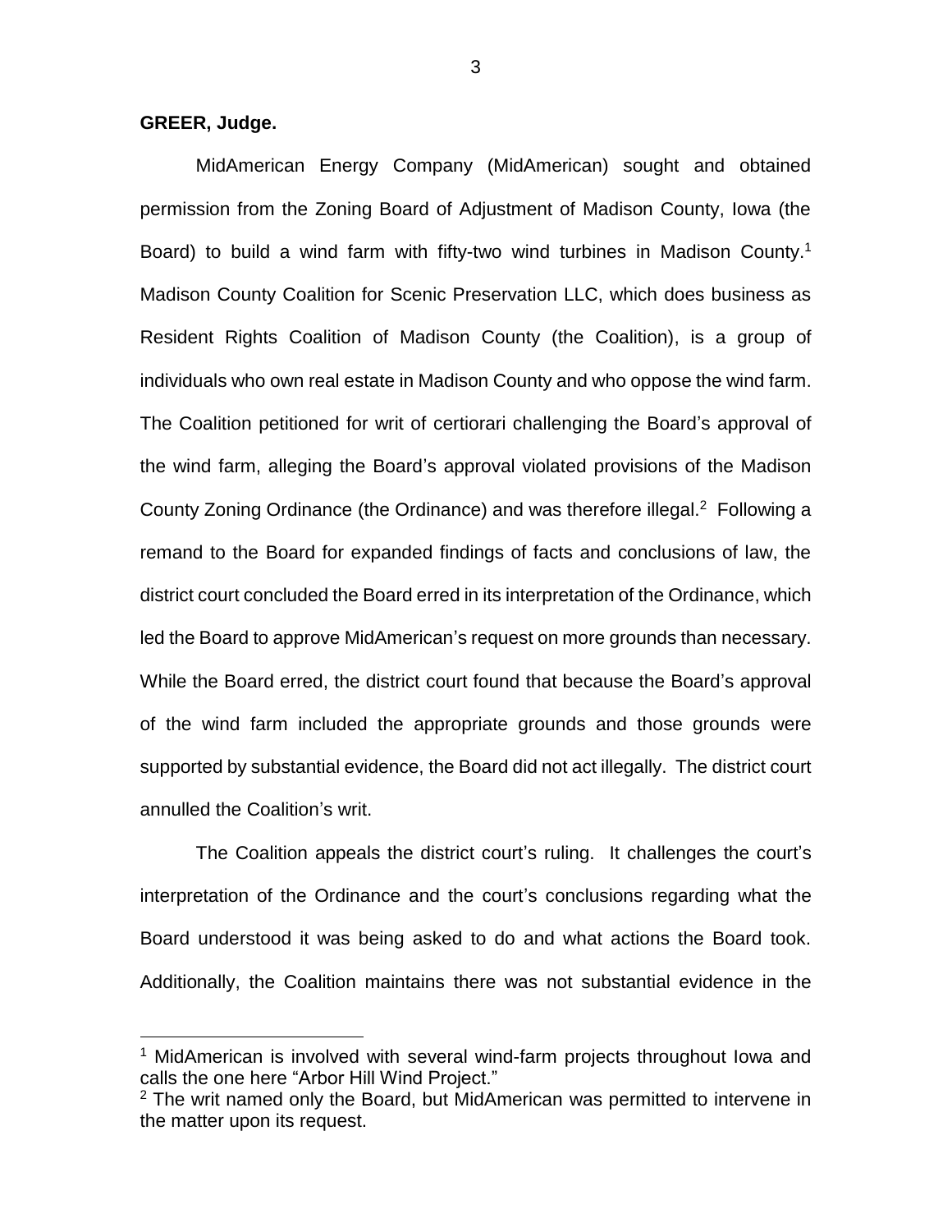**GREER, Judge.**

MidAmerican Energy Company (MidAmerican) sought and obtained permission from the Zoning Board of Adjustment of Madison County, Iowa (the Board) to build a wind farm with fifty-two wind turbines in Madison County.[1] Madison County Coalition for Scenic Preservation LLC, which does business as Resident Rights Coalition of Madison County (the Coalition), is a group of individuals who own real estate in Madison County and who oppose the wind farm. The Coalition petitioned for writ of certiorari challenging the Board's approval of the wind farm, alleging the Board's approval violated provisions of the Madison County Zoning Ordinance (the Ordinance) and was therefore illegal.[2] Following a remand to the Board for expanded findings of facts and conclusions of law, the district court concluded the Board erred in its interpretation of the Ordinance, which led the Board to approve MidAmerican's request on more grounds than necessary. While the Board erred, the district court found that because the Board's approval of the wind farm included the appropriate grounds and those grounds were supported by substantial evidence, the Board did not act illegally. The district court annulled the Coalition's writ.

The Coalition appeals the district court's ruling. It challenges the court's interpretation of the Ordinance and the court's conclusions regarding what the Board understood it was being asked to do and what actions the Board took. Additionally, the Coalition maintains there was not substantial evidence in the

[1] MidAmerican is involved with several wind-farm projects throughout Iowa and calls the one here "Arbor Hill Wind Project."

[2] The writ named only the Board, but MidAmerican was permitted to intervene in the matter upon its request.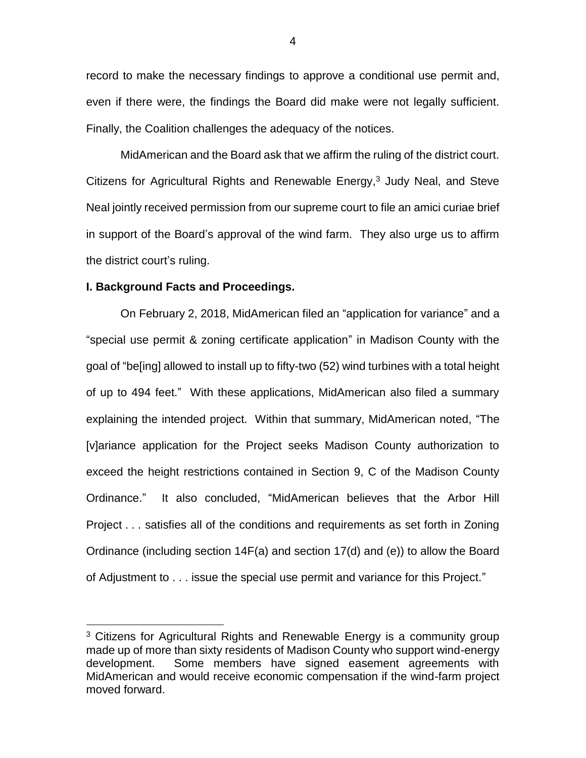record to make the necessary findings to approve a conditional use permit and, even if there were, the findings the Board did make were not legally sufficient. Finally, the Coalition challenges the adequacy of the notices.

MidAmerican and the Board ask that we affirm the ruling of the district court. Citizens for Agricultural Rights and Renewable Energy,[3] Judy Neal, and Steve Neal jointly received permission from our supreme court to file an amici curiae brief in support of the Board's approval of the wind farm. They also urge us to affirm the district court's ruling.

## I. Background Facts and Proceedings.

On February 2, 2018, MidAmerican filed an "application for variance" and a "special use permit & zoning certificate application" in Madison County with the goal of "be[ing] allowed to install up to fifty-two (52) wind turbines with a total height of up to 494 feet." With these applications, MidAmerican also filed a summary explaining the intended project. Within that summary, MidAmerican noted, "The [v]ariance application for the Project seeks Madison County authorization to exceed the height restrictions contained in Section 9, C of the Madison County Ordinance." It also concluded, "MidAmerican believes that the Arbor Hill Project . . . satisfies all of the conditions and requirements as set forth in Zoning Ordinance (including section 14F(a) and section 17(d) and (e)) to allow the Board of Adjustment to . . . issue the special use permit and variance for this Project."

[3] Citizens for Agricultural Rights and Renewable Energy is a community group made up of more than sixty residents of Madison County who support wind-energy development. Some members have signed easement agreements with MidAmerican and would receive economic compensation if the wind-farm project moved forward.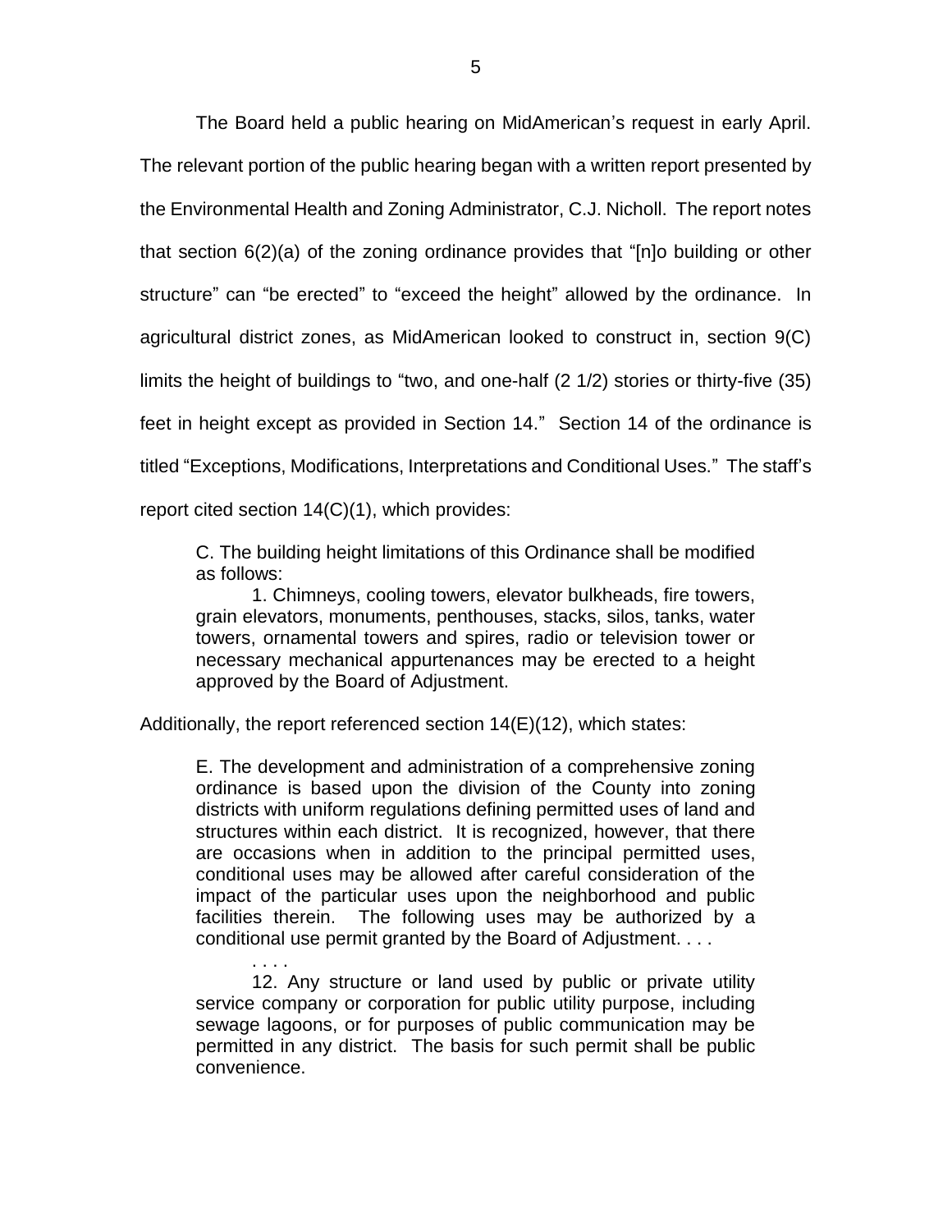The Board held a public hearing on MidAmerican's request in early April. The relevant portion of the public hearing began with a written report presented by the Environmental Health and Zoning Administrator, C.J. Nicholl. The report notes that section 6(2)(a) of the zoning ordinance provides that "[n]o building or other structure" can "be erected" to "exceed the height" allowed by the ordinance. In agricultural district zones, as MidAmerican looked to construct in, section 9(C) limits the height of buildings to "two, and one-half (2 1/2) stories or thirty-five (35) feet in height except as provided in Section 14." Section 14 of the ordinance is titled "Exceptions, Modifications, Interpretations and Conditional Uses." The staff's report cited section 14(C)(1), which provides:

> C. The building height limitations of this Ordinance shall be modified as follows:
>
> 1. Chimneys, cooling towers, elevator bulkheads, fire towers, grain elevators, monuments, penthouses, stacks, silos, tanks, water towers, ornamental towers and spires, radio or television tower or necessary mechanical appurtenances may be erected to a height approved by the Board of Adjustment.

Additionally, the report referenced section 14(E)(12), which states:

> E. The development and administration of a comprehensive zoning ordinance is based upon the division of the County into zoning districts with uniform regulations defining permitted uses of land and structures within each district. It is recognized, however, that there are occasions when in addition to the principal permitted uses, conditional uses may be allowed after careful consideration of the impact of the particular uses upon the neighborhood and public facilities therein. The following uses may be authorized by a conditional use permit granted by the Board of Adjustment. . . .
>
> . . . .
>
> 12. Any structure or land used by public or private utility service company or corporation for public utility purpose, including sewage lagoons, or for purposes of public communication may be permitted in any district. The basis for such permit shall be public convenience.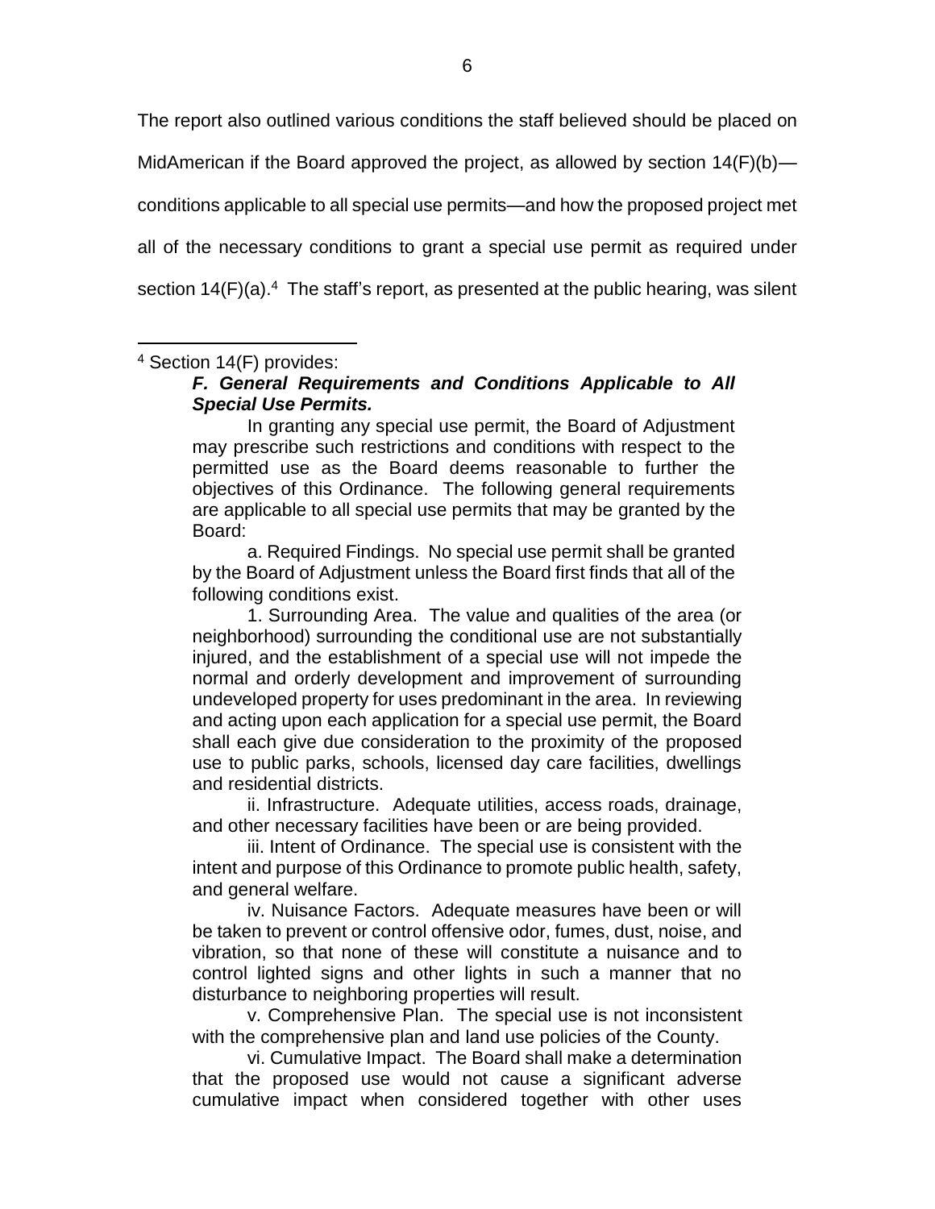The report also outlined various conditions the staff believed should be placed on MidAmerican if the Board approved the project, as allowed by section 14(F)(b)—conditions applicable to all special use permits—and how the proposed project met all of the necessary conditions to grant a special use permit as required under section 14(F)(a).[4] The staff's report, as presented at the public hearing, was silent

---

[4] Section 14(F) provides:

> ***F. General Requirements and Conditions Applicable to All Special Use Permits.***
>
> In granting any special use permit, the Board of Adjustment may prescribe such restrictions and conditions with respect to the permitted use as the Board deems reasonable to further the objectives of this Ordinance. The following general requirements are applicable to all special use permits that may be granted by the Board:
>
> a. Required Findings. No special use permit shall be granted by the Board of Adjustment unless the Board first finds that all of the following conditions exist.
>
> 1. Surrounding Area. The value and qualities of the area (or neighborhood) surrounding the conditional use are not substantially injured, and the establishment of a special use will not impede the normal and orderly development and improvement of surrounding undeveloped property for uses predominant in the area. In reviewing and acting upon each application for a special use permit, the Board shall each give due consideration to the proximity of the proposed use to public parks, schools, licensed day care facilities, dwellings and residential districts.
>
> ii. Infrastructure. Adequate utilities, access roads, drainage, and other necessary facilities have been or are being provided.
>
> iii. Intent of Ordinance. The special use is consistent with the intent and purpose of this Ordinance to promote public health, safety, and general welfare.
>
> iv. Nuisance Factors. Adequate measures have been or will be taken to prevent or control offensive odor, fumes, dust, noise, and vibration, so that none of these will constitute a nuisance and to control lighted signs and other lights in such a manner that no disturbance to neighboring properties will result.
>
> v. Comprehensive Plan. The special use is not inconsistent with the comprehensive plan and land use policies of the County.
>
> vi. Cumulative Impact. The Board shall make a determination that the proposed use would not cause a significant adverse cumulative impact when considered together with other uses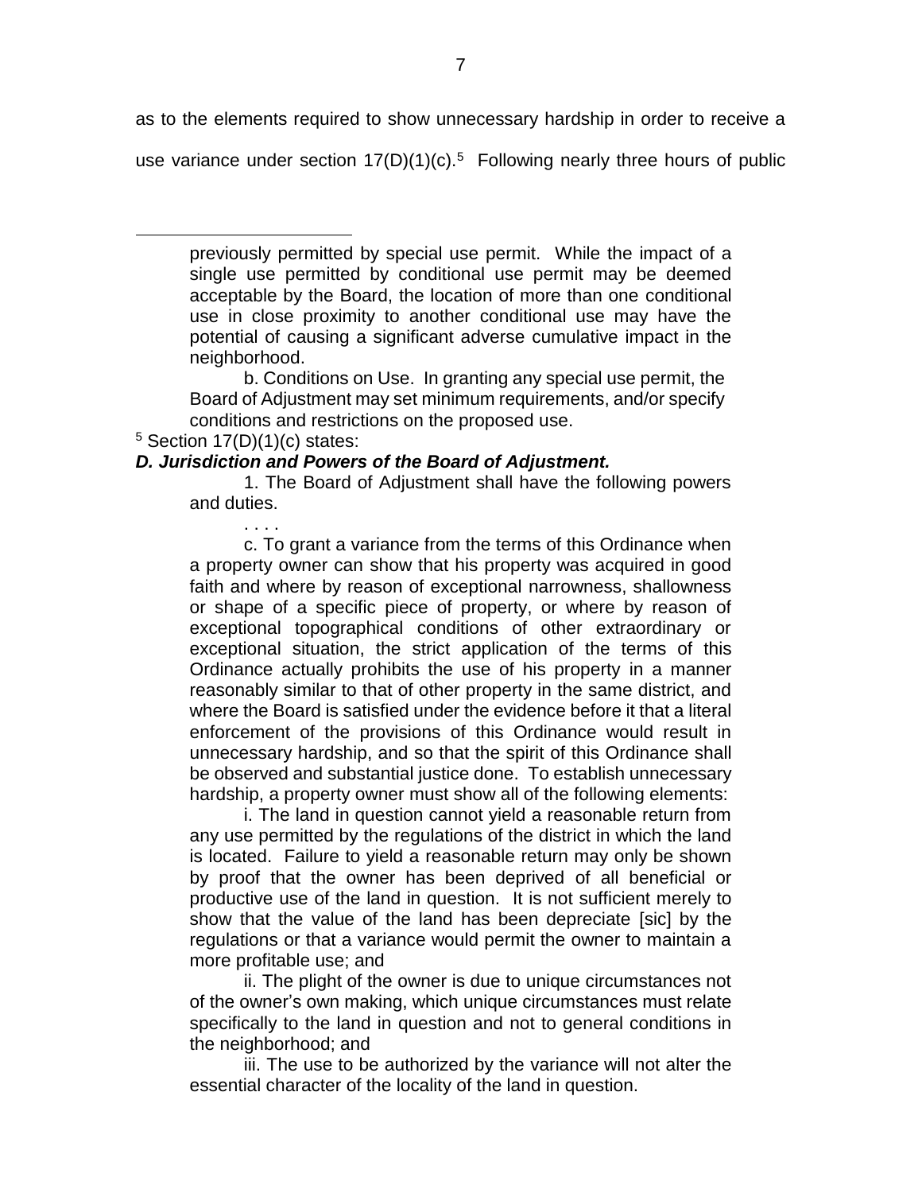as to the elements required to show unnecessary hardship in order to receive a use variance under section 17(D)(1)(c).[5] Following nearly three hours of public

---

previously permitted by special use permit. While the impact of a single use permitted by conditional use permit may be deemed acceptable by the Board, the location of more than one conditional use in close proximity to another conditional use may have the potential of causing a significant adverse cumulative impact in the neighborhood.

b. Conditions on Use. In granting any special use permit, the Board of Adjustment may set minimum requirements, and/or specify conditions and restrictions on the proposed use.

[5] Section 17(D)(1)(c) states:

***D. Jurisdiction and Powers of the Board of Adjustment.***

1. The Board of Adjustment shall have the following powers and duties.

. . . .

c. To grant a variance from the terms of this Ordinance when a property owner can show that his property was acquired in good faith and where by reason of exceptional narrowness, shallowness or shape of a specific piece of property, or where by reason of exceptional topographical conditions of other extraordinary or exceptional situation, the strict application of the terms of this Ordinance actually prohibits the use of his property in a manner reasonably similar to that of other property in the same district, and where the Board is satisfied under the evidence before it that a literal enforcement of the provisions of this Ordinance would result in unnecessary hardship, and so that the spirit of this Ordinance shall be observed and substantial justice done. To establish unnecessary hardship, a property owner must show all of the following elements:

i. The land in question cannot yield a reasonable return from any use permitted by the regulations of the district in which the land is located. Failure to yield a reasonable return may only be shown by proof that the owner has been deprived of all beneficial or productive use of the land in question. It is not sufficient merely to show that the value of the land has been depreciate [sic] by the regulations or that a variance would permit the owner to maintain a more profitable use; and

ii. The plight of the owner is due to unique circumstances not of the owner's own making, which unique circumstances must relate specifically to the land in question and not to general conditions in the neighborhood; and

iii. The use to be authorized by the variance will not alter the essential character of the locality of the land in question.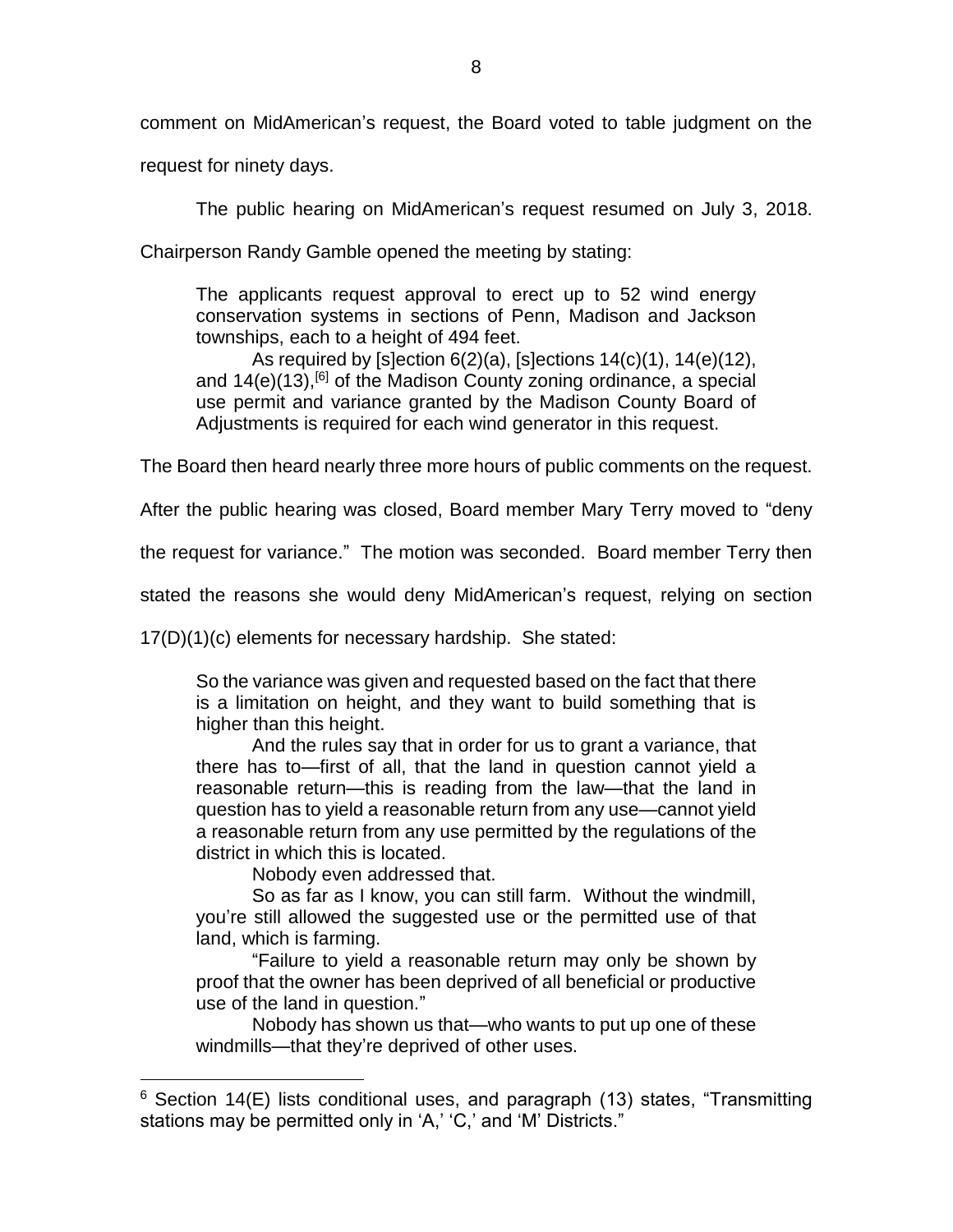comment on MidAmerican's request, the Board voted to table judgment on the request for ninety days.

The public hearing on MidAmerican's request resumed on July 3, 2018. Chairperson Randy Gamble opened the meeting by stating:

> The applicants request approval to erect up to 52 wind energy conservation systems in sections of Penn, Madison and Jackson townships, each to a height of 494 feet.
>
> As required by [s]ection 6(2)(a), [s]ections 14(c)(1), 14(e)(12), and 14(e)(13),[6] of the Madison County zoning ordinance, a special use permit and variance granted by the Madison County Board of Adjustments is required for each wind generator in this request.

The Board then heard nearly three more hours of public comments on the request. After the public hearing was closed, Board member Mary Terry moved to "deny the request for variance." The motion was seconded. Board member Terry then stated the reasons she would deny MidAmerican's request, relying on section 17(D)(1)(c) elements for necessary hardship. She stated:

> So the variance was given and requested based on the fact that there is a limitation on height, and they want to build something that is higher than this height.
>
> And the rules say that in order for us to grant a variance, that there has to—first of all, that the land in question cannot yield a reasonable return—this is reading from the law—that the land in question has to yield a reasonable return from any use—cannot yield a reasonable return from any use permitted by the regulations of the district in which this is located.
>
> Nobody even addressed that.
>
> So as far as I know, you can still farm. Without the windmill, you're still allowed the suggested use or the permitted use of that land, which is farming.
>
> "Failure to yield a reasonable return may only be shown by proof that the owner has been deprived of all beneficial or productive use of the land in question."
>
> Nobody has shown us that—who wants to put up one of these windmills—that they're deprived of other uses.

[6] Section 14(E) lists conditional uses, and paragraph (13) states, "Transmitting stations may be permitted only in 'A,' 'C,' and 'M' Districts."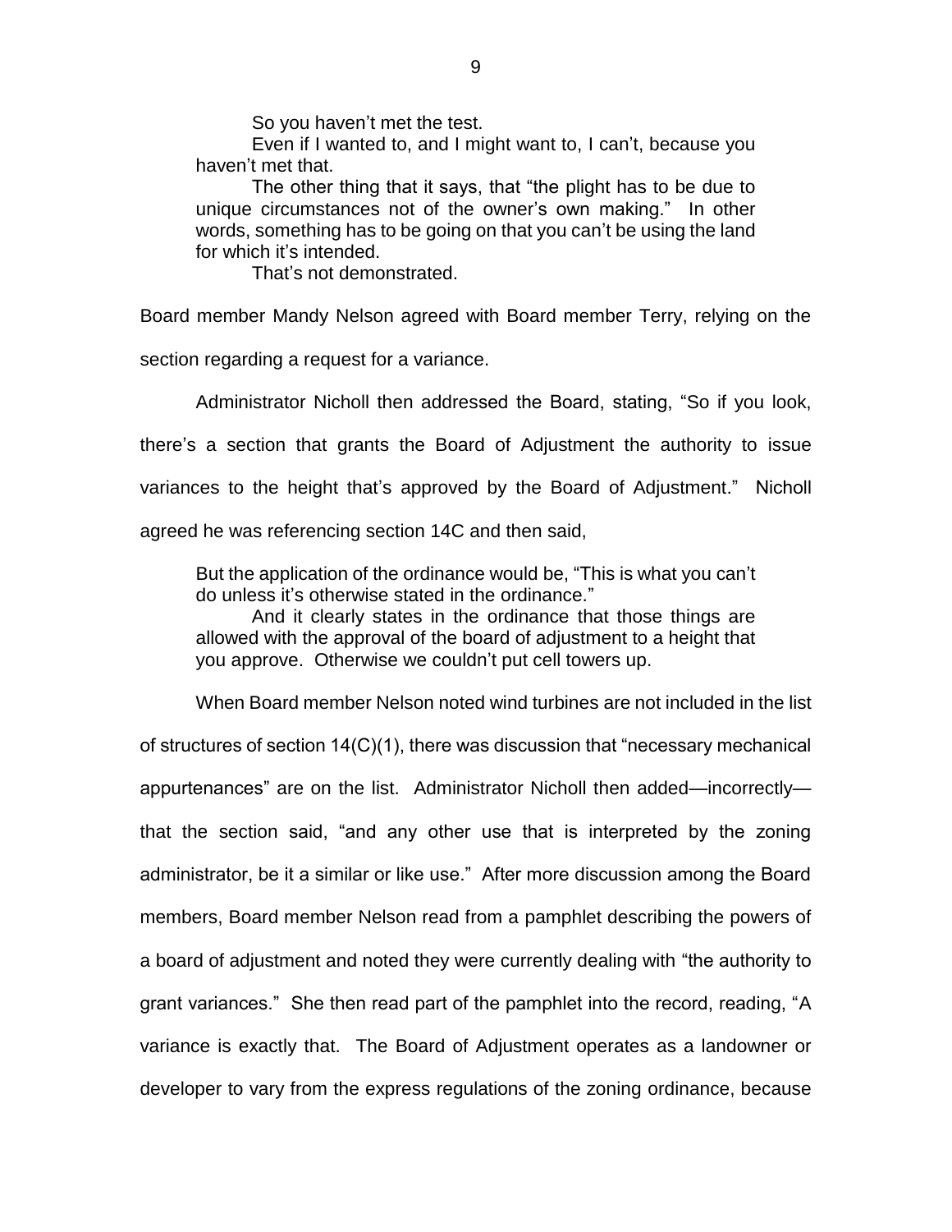> So you haven't met the test.
>
> Even if I wanted to, and I might want to, I can't, because you haven't met that.
>
> The other thing that it says, that "the plight has to be due to unique circumstances not of the owner's own making." In other words, something has to be going on that you can't be using the land for which it's intended.
>
> That's not demonstrated.

Board member Mandy Nelson agreed with Board member Terry, relying on the section regarding a request for a variance.

Administrator Nicholl then addressed the Board, stating, "So if you look, there's a section that grants the Board of Adjustment the authority to issue variances to the height that's approved by the Board of Adjustment." Nicholl agreed he was referencing section 14C and then said,

> But the application of the ordinance would be, "This is what you can't do unless it's otherwise stated in the ordinance."
>
> And it clearly states in the ordinance that those things are allowed with the approval of the board of adjustment to a height that you approve. Otherwise we couldn't put cell towers up.

When Board member Nelson noted wind turbines are not included in the list of structures of section 14(C)(1), there was discussion that "necessary mechanical appurtenances" are on the list. Administrator Nicholl then added—incorrectly—that the section said, "and any other use that is interpreted by the zoning administrator, be it a similar or like use." After more discussion among the Board members, Board member Nelson read from a pamphlet describing the powers of a board of adjustment and noted they were currently dealing with "the authority to grant variances." She then read part of the pamphlet into the record, reading, "A variance is exactly that. The Board of Adjustment operates as a landowner or developer to vary from the express regulations of the zoning ordinance, because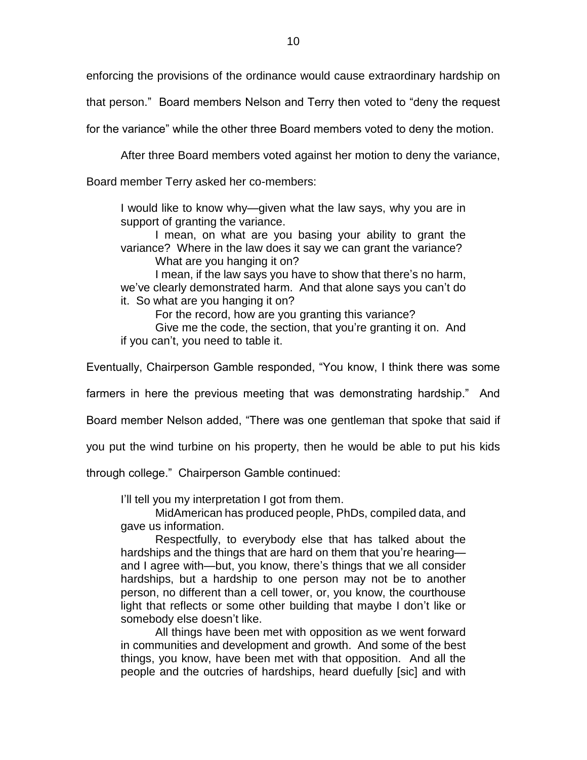enforcing the provisions of the ordinance would cause extraordinary hardship on that person." Board members Nelson and Terry then voted to "deny the request for the variance" while the other three Board members voted to deny the motion.

After three Board members voted against her motion to deny the variance, Board member Terry asked her co-members:

> I would like to know why—given what the law says, why you are in support of granting the variance.
>
> I mean, on what are you basing your ability to grant the variance? Where in the law does it say we can grant the variance?
>
> What are you hanging it on?
>
> I mean, if the law says you have to show that there's no harm, we've clearly demonstrated harm. And that alone says you can't do it. So what are you hanging it on?
>
> For the record, how are you granting this variance?
>
> Give me the code, the section, that you're granting it on. And if you can't, you need to table it.

Eventually, Chairperson Gamble responded, "You know, I think there was some farmers in here the previous meeting that was demonstrating hardship." And Board member Nelson added, "There was one gentleman that spoke that said if you put the wind turbine on his property, then he would be able to put his kids through college." Chairperson Gamble continued:

> I'll tell you my interpretation I got from them.
>
> MidAmerican has produced people, PhDs, compiled data, and gave us information.
>
> Respectfully, to everybody else that has talked about the hardships and the things that are hard on them that you're hearing—and I agree with—but, you know, there's things that we all consider hardships, but a hardship to one person may not be to another person, no different than a cell tower, or, you know, the courthouse light that reflects or some other building that maybe I don't like or somebody else doesn't like.
>
> All things have been met with opposition as we went forward in communities and development and growth. And some of the best things, you know, have been met with that opposition. And all the people and the outcries of hardships, heard duefully [sic] and with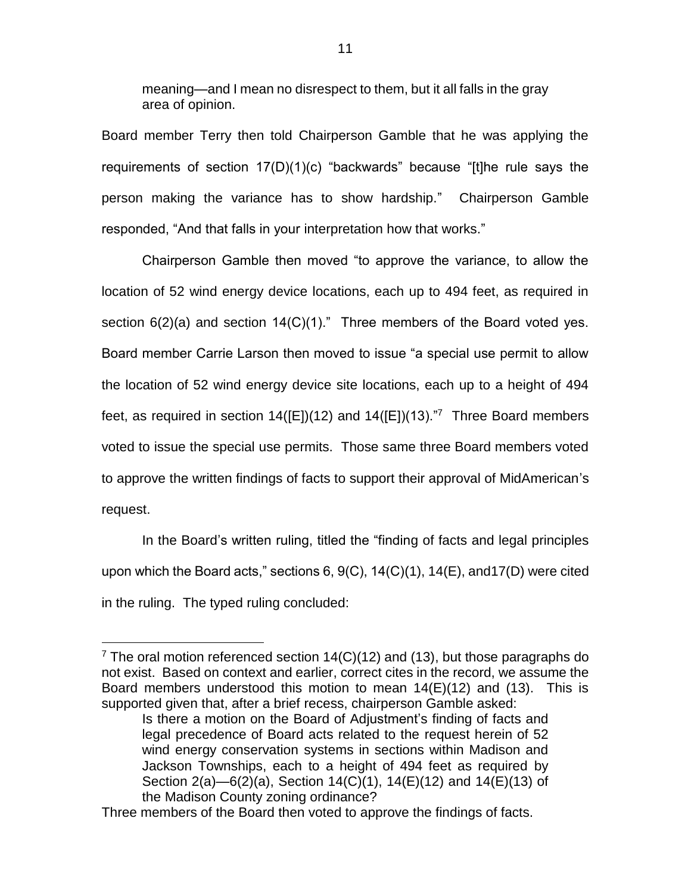meaning—and I mean no disrespect to them, but it all falls in the gray area of opinion.

Board member Terry then told Chairperson Gamble that he was applying the requirements of section 17(D)(1)(c) "backwards" because "[t]he rule says the person making the variance has to show hardship." Chairperson Gamble responded, "And that falls in your interpretation how that works."

Chairperson Gamble then moved "to approve the variance, to allow the location of 52 wind energy device locations, each up to 494 feet, as required in section 6(2)(a) and section 14(C)(1)." Three members of the Board voted yes. Board member Carrie Larson then moved to issue "a special use permit to allow the location of 52 wind energy device site locations, each up to a height of 494 feet, as required in section 14([E])(12) and 14([E])(13)."[7] Three Board members voted to issue the special use permits. Those same three Board members voted to approve the written findings of facts to support their approval of MidAmerican's request.

In the Board's written ruling, titled the "finding of facts and legal principles upon which the Board acts," sections 6, 9(C), 14(C)(1), 14(E), and17(D) were cited in the ruling. The typed ruling concluded:

---

[7] The oral motion referenced section 14(C)(12) and (13), but those paragraphs do not exist. Based on context and earlier, correct cites in the record, we assume the Board members understood this motion to mean 14(E)(12) and (13). This is supported given that, after a brief recess, chairperson Gamble asked:

> Is there a motion on the Board of Adjustment's finding of facts and legal precedence of Board acts related to the request herein of 52 wind energy conservation systems in sections within Madison and Jackson Townships, each to a height of 494 feet as required by Section 2(a)—6(2)(a), Section 14(C)(1), 14(E)(12) and 14(E)(13) of the Madison County zoning ordinance?

Three members of the Board then voted to approve the findings of facts.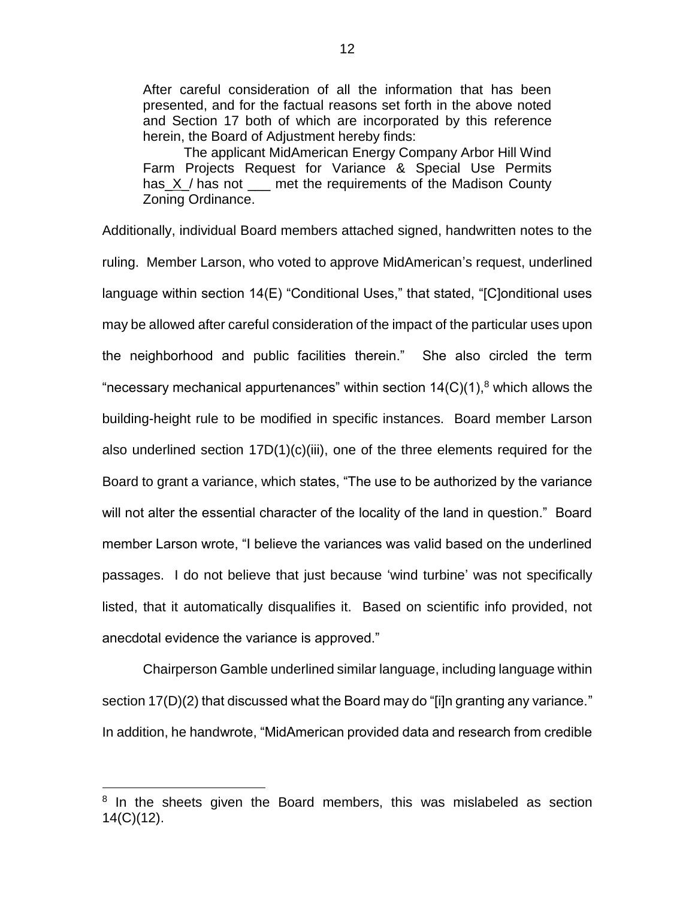> After careful consideration of all the information that has been presented, and for the factual reasons set forth in the above noted and Section 17 both of which are incorporated by this reference herein, the Board of Adjustment hereby finds:
>
> The applicant MidAmerican Energy Company Arbor Hill Wind Farm Projects Request for Variance & Special Use Permits has_X_/ has not ___ met the requirements of the Madison County Zoning Ordinance.

Additionally, individual Board members attached signed, handwritten notes to the ruling. Member Larson, who voted to approve MidAmerican's request, underlined language within section 14(E) "Conditional Uses," that stated, "[C]onditional uses may be allowed after careful consideration of the impact of the particular uses upon the neighborhood and public facilities therein." She also circled the term "necessary mechanical appurtenances" within section 14(C)(1),[8] which allows the building-height rule to be modified in specific instances. Board member Larson also underlined section 17D(1)(c)(iii), one of the three elements required for the Board to grant a variance, which states, "The use to be authorized by the variance will not alter the essential character of the locality of the land in question." Board member Larson wrote, "I believe the variances was valid based on the underlined passages. I do not believe that just because 'wind turbine' was not specifically listed, that it automatically disqualifies it. Based on scientific info provided, not anecdotal evidence the variance is approved."

Chairperson Gamble underlined similar language, including language within section 17(D)(2) that discussed what the Board may do "[i]n granting any variance." In addition, he handwrote, "MidAmerican provided data and research from credible

[8] In the sheets given the Board members, this was mislabeled as section 14(C)(12).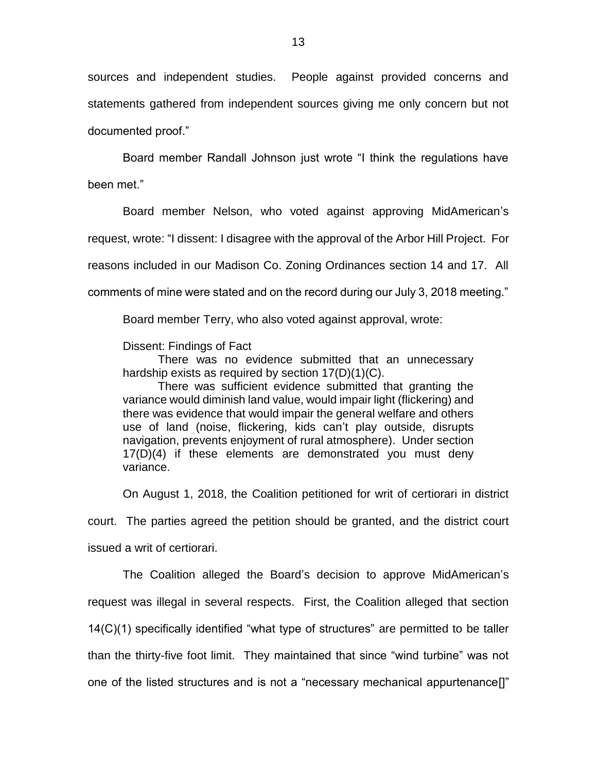sources and independent studies. People against provided concerns and statements gathered from independent sources giving me only concern but not documented proof."

Board member Randall Johnson just wrote "I think the regulations have been met."

Board member Nelson, who voted against approving MidAmerican's request, wrote: "I dissent: I disagree with the approval of the Arbor Hill Project. For reasons included in our Madison Co. Zoning Ordinances section 14 and 17. All comments of mine were stated and on the record during our July 3, 2018 meeting."

Board member Terry, who also voted against approval, wrote:

> Dissent: Findings of Fact
>
> There was no evidence submitted that an unnecessary hardship exists as required by section 17(D)(1)(C).
>
> There was sufficient evidence submitted that granting the variance would diminish land value, would impair light (flickering) and there was evidence that would impair the general welfare and others use of land (noise, flickering, kids can't play outside, disrupts navigation, prevents enjoyment of rural atmosphere). Under section 17(D)(4) if these elements are demonstrated you must deny variance.

On August 1, 2018, the Coalition petitioned for writ of certiorari in district court. The parties agreed the petition should be granted, and the district court issued a writ of certiorari.

The Coalition alleged the Board's decision to approve MidAmerican's request was illegal in several respects. First, the Coalition alleged that section 14(C)(1) specifically identified "what type of structures" are permitted to be taller than the thirty-five foot limit. They maintained that since "wind turbine" was not one of the listed structures and is not a "necessary mechanical appurtenance[]"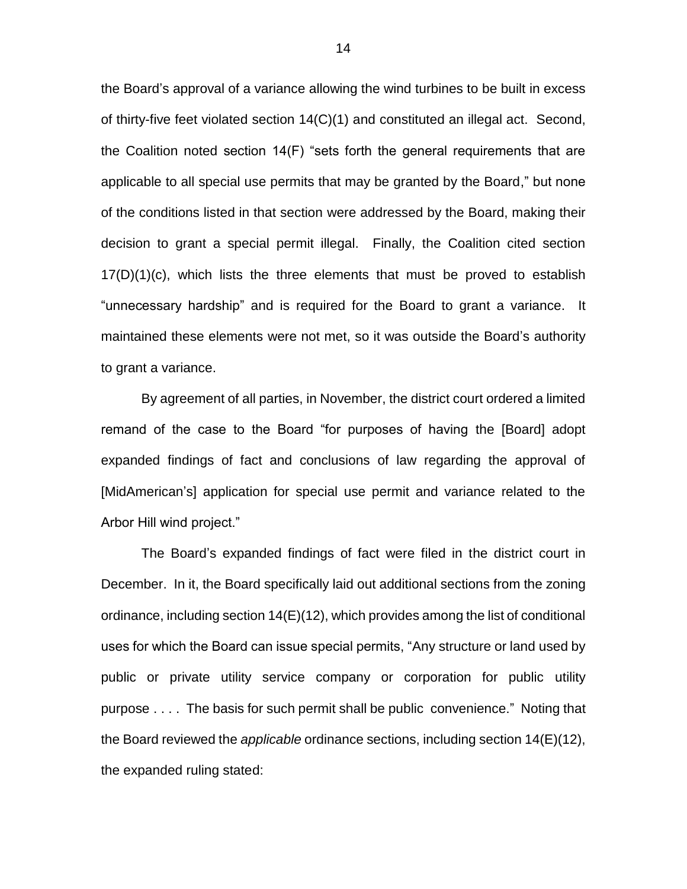the Board's approval of a variance allowing the wind turbines to be built in excess of thirty-five feet violated section 14(C)(1) and constituted an illegal act. Second, the Coalition noted section 14(F) "sets forth the general requirements that are applicable to all special use permits that may be granted by the Board," but none of the conditions listed in that section were addressed by the Board, making their decision to grant a special permit illegal. Finally, the Coalition cited section 17(D)(1)(c), which lists the three elements that must be proved to establish "unnecessary hardship" and is required for the Board to grant a variance. It maintained these elements were not met, so it was outside the Board's authority to grant a variance.

By agreement of all parties, in November, the district court ordered a limited remand of the case to the Board "for purposes of having the [Board] adopt expanded findings of fact and conclusions of law regarding the approval of [MidAmerican's] application for special use permit and variance related to the Arbor Hill wind project."

The Board's expanded findings of fact were filed in the district court in December. In it, the Board specifically laid out additional sections from the zoning ordinance, including section 14(E)(12), which provides among the list of conditional uses for which the Board can issue special permits, "Any structure or land used by public or private utility service company or corporation for public utility purpose . . . . The basis for such permit shall be public convenience." Noting that the Board reviewed the *applicable* ordinance sections, including section 14(E)(12), the expanded ruling stated: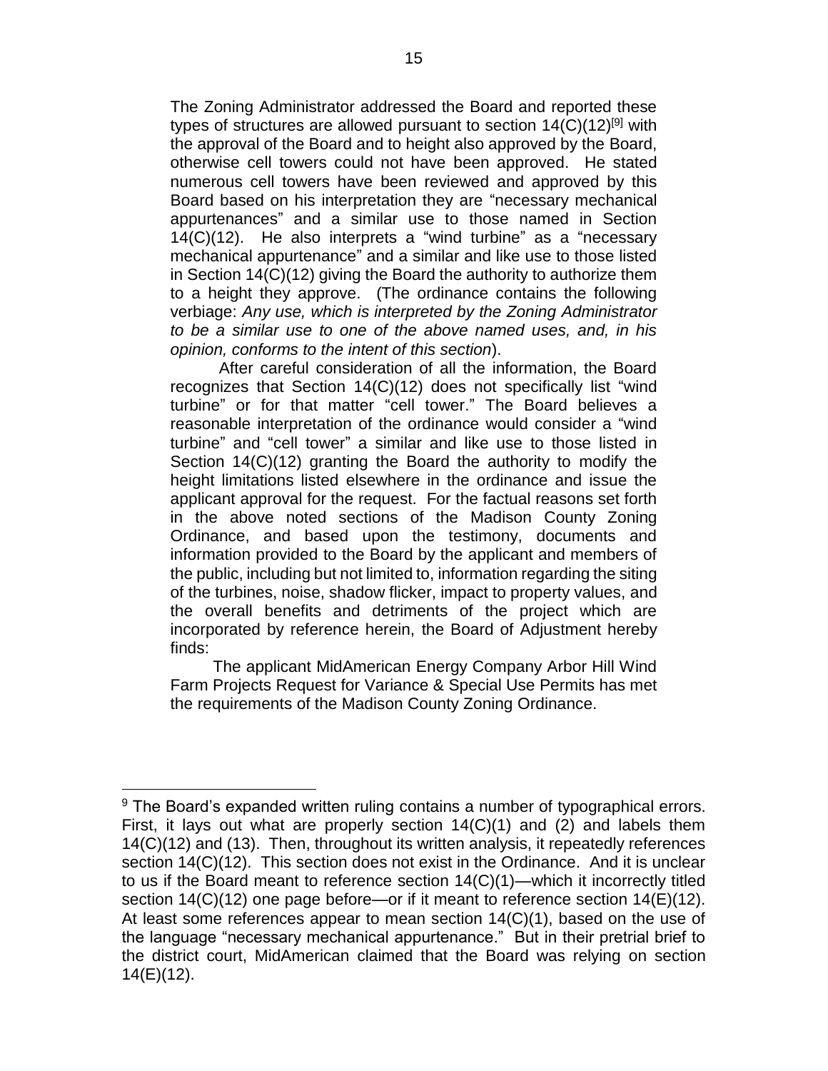> The Zoning Administrator addressed the Board and reported these types of structures are allowed pursuant to section 14(C)(12)[9] with the approval of the Board and to height also approved by the Board, otherwise cell towers could not have been approved. He stated numerous cell towers have been reviewed and approved by this Board based on his interpretation they are "necessary mechanical appurtenances" and a similar use to those named in Section 14(C)(12). He also interprets a "wind turbine" as a "necessary mechanical appurtenance" and a similar and like use to those listed in Section 14(C)(12) giving the Board the authority to authorize them to a height they approve. (The ordinance contains the following verbiage: *Any use, which is interpreted by the Zoning Administrator to be a similar use to one of the above named uses, and, in his opinion, conforms to the intent of this section*).
>
> After careful consideration of all the information, the Board recognizes that Section 14(C)(12) does not specifically list "wind turbine" or for that matter "cell tower." The Board believes a reasonable interpretation of the ordinance would consider a "wind turbine" and "cell tower" a similar and like use to those listed in Section 14(C)(12) granting the Board the authority to modify the height limitations listed elsewhere in the ordinance and issue the applicant approval for the request. For the factual reasons set forth in the above noted sections of the Madison County Zoning Ordinance, and based upon the testimony, documents and information provided to the Board by the applicant and members of the public, including but not limited to, information regarding the siting of the turbines, noise, shadow flicker, impact to property values, and the overall benefits and detriments of the project which are incorporated by reference herein, the Board of Adjustment hereby finds:
>
> The applicant MidAmerican Energy Company Arbor Hill Wind Farm Projects Request for Variance & Special Use Permits has met the requirements of the Madison County Zoning Ordinance.

---

[9] The Board's expanded written ruling contains a number of typographical errors. First, it lays out what are properly section 14(C)(1) and (2) and labels them 14(C)(12) and (13). Then, throughout its written analysis, it repeatedly references section 14(C)(12). This section does not exist in the Ordinance. And it is unclear to us if the Board meant to reference section 14(C)(1)—which it incorrectly titled section 14(C)(12) one page before—or if it meant to reference section 14(E)(12). At least some references appear to mean section 14(C)(1), based on the use of the language "necessary mechanical appurtenance." But in their pretrial brief to the district court, MidAmerican claimed that the Board was relying on section 14(E)(12).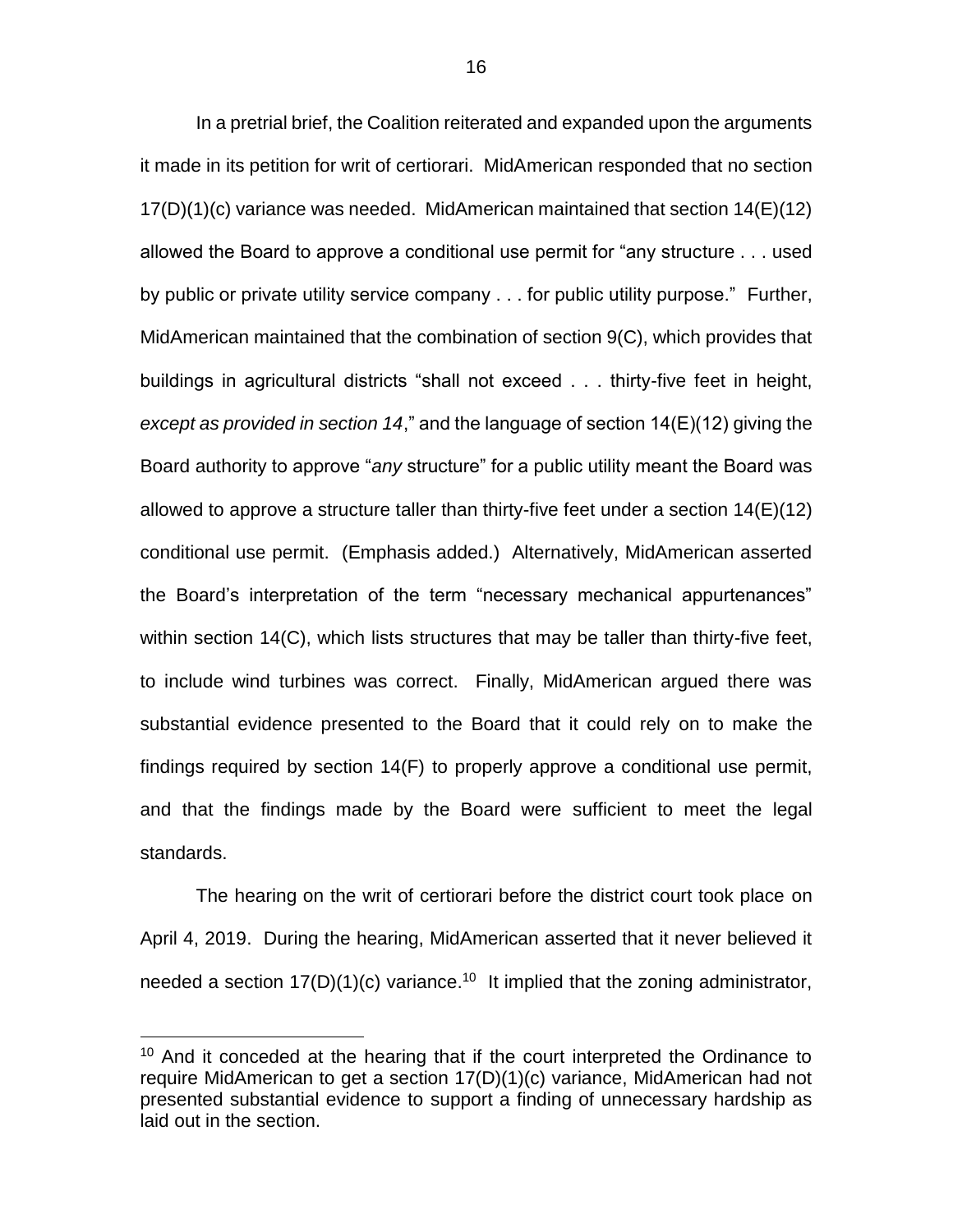In a pretrial brief, the Coalition reiterated and expanded upon the arguments it made in its petition for writ of certiorari. MidAmerican responded that no section 17(D)(1)(c) variance was needed. MidAmerican maintained that section 14(E)(12) allowed the Board to approve a conditional use permit for "any structure . . . used by public or private utility service company . . . for public utility purpose." Further, MidAmerican maintained that the combination of section 9(C), which provides that buildings in agricultural districts "shall not exceed . . . thirty-five feet in height, *except as provided in section 14*," and the language of section 14(E)(12) giving the Board authority to approve "*any* structure" for a public utility meant the Board was allowed to approve a structure taller than thirty-five feet under a section 14(E)(12) conditional use permit. (Emphasis added.) Alternatively, MidAmerican asserted the Board's interpretation of the term "necessary mechanical appurtenances" within section 14(C), which lists structures that may be taller than thirty-five feet, to include wind turbines was correct. Finally, MidAmerican argued there was substantial evidence presented to the Board that it could rely on to make the findings required by section 14(F) to properly approve a conditional use permit, and that the findings made by the Board were sufficient to meet the legal standards.

The hearing on the writ of certiorari before the district court took place on April 4, 2019. During the hearing, MidAmerican asserted that it never believed it needed a section 17(D)(1)(c) variance.[10] It implied that the zoning administrator,

[10] And it conceded at the hearing that if the court interpreted the Ordinance to require MidAmerican to get a section 17(D)(1)(c) variance, MidAmerican had not presented substantial evidence to support a finding of unnecessary hardship as laid out in the section.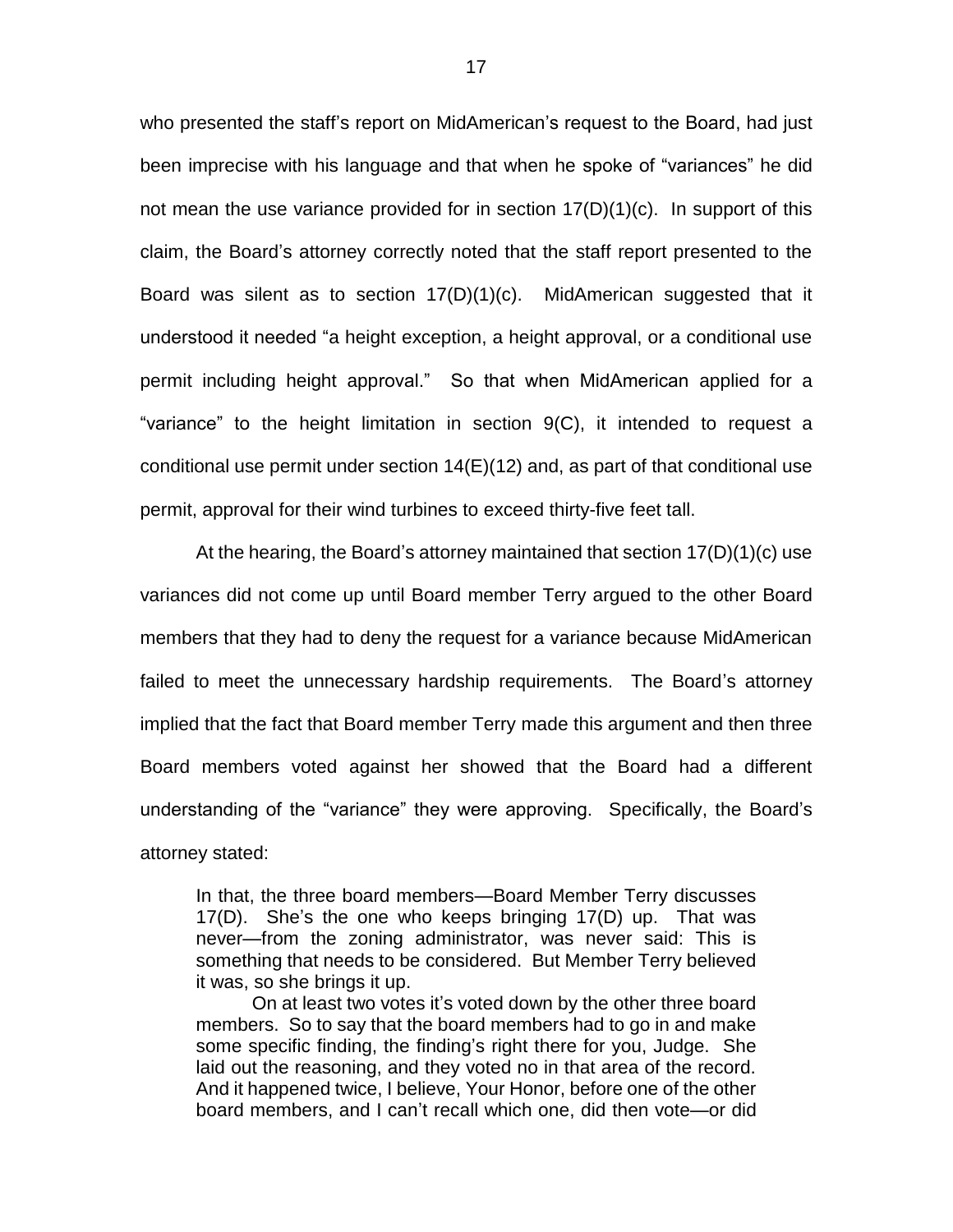who presented the staff's report on MidAmerican's request to the Board, had just been imprecise with his language and that when he spoke of "variances" he did not mean the use variance provided for in section 17(D)(1)(c). In support of this claim, the Board's attorney correctly noted that the staff report presented to the Board was silent as to section 17(D)(1)(c). MidAmerican suggested that it understood it needed "a height exception, a height approval, or a conditional use permit including height approval." So that when MidAmerican applied for a "variance" to the height limitation in section 9(C), it intended to request a conditional use permit under section 14(E)(12) and, as part of that conditional use permit, approval for their wind turbines to exceed thirty-five feet tall.

At the hearing, the Board's attorney maintained that section 17(D)(1)(c) use variances did not come up until Board member Terry argued to the other Board members that they had to deny the request for a variance because MidAmerican failed to meet the unnecessary hardship requirements. The Board's attorney implied that the fact that Board member Terry made this argument and then three Board members voted against her showed that the Board had a different understanding of the "variance" they were approving. Specifically, the Board's attorney stated:

> In that, the three board members—Board Member Terry discusses 17(D). She's the one who keeps bringing 17(D) up. That was never—from the zoning administrator, was never said: This is something that needs to be considered. But Member Terry believed it was, so she brings it up.
>
> On at least two votes it's voted down by the other three board members. So to say that the board members had to go in and make some specific finding, the finding's right there for you, Judge. She laid out the reasoning, and they voted no in that area of the record. And it happened twice, I believe, Your Honor, before one of the other board members, and I can't recall which one, did then vote—or did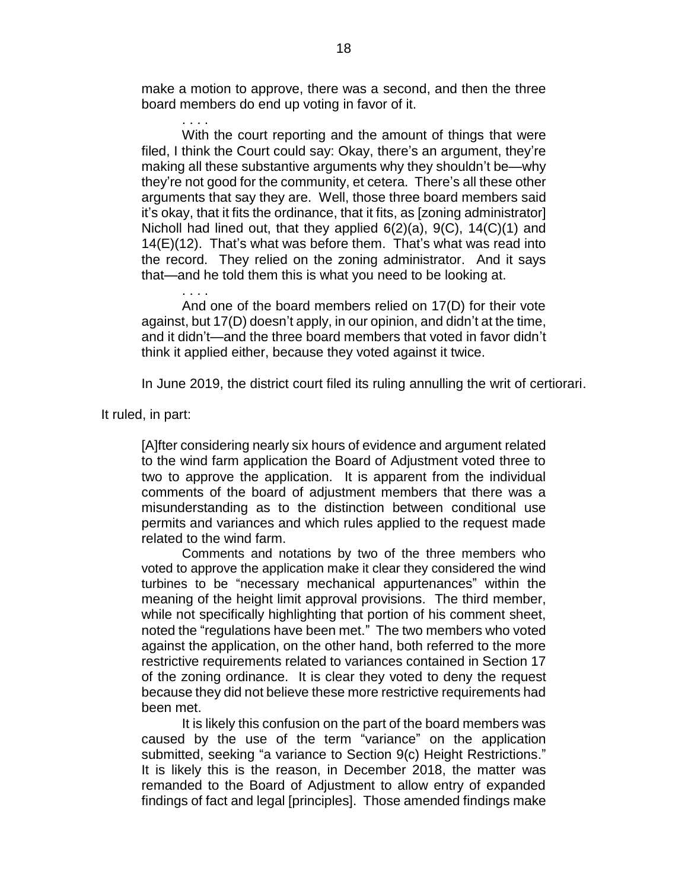> make a motion to approve, there was a second, and then the three board members do end up voting in favor of it.
>
> . . . .
>
> With the court reporting and the amount of things that were filed, I think the Court could say: Okay, there's an argument, they're making all these substantive arguments why they shouldn't be—why they're not good for the community, et cetera. There's all these other arguments that say they are. Well, those three board members said it's okay, that it fits the ordinance, that it fits, as [zoning administrator] Nicholl had lined out, that they applied 6(2)(a), 9(C), 14(C)(1) and 14(E)(12). That's what was before them. That's what was read into the record. They relied on the zoning administrator. And it says that—and he told them this is what you need to be looking at.
>
> . . . .
>
> And one of the board members relied on 17(D) for their vote against, but 17(D) doesn't apply, in our opinion, and didn't at the time, and it didn't—and the three board members that voted in favor didn't think it applied either, because they voted against it twice.

In June 2019, the district court filed its ruling annulling the writ of certiorari. It ruled, in part:

> [A]fter considering nearly six hours of evidence and argument related to the wind farm application the Board of Adjustment voted three to two to approve the application. It is apparent from the individual comments of the board of adjustment members that there was a misunderstanding as to the distinction between conditional use permits and variances and which rules applied to the request made related to the wind farm.
>
> Comments and notations by two of the three members who voted to approve the application make it clear they considered the wind turbines to be "necessary mechanical appurtenances" within the meaning of the height limit approval provisions. The third member, while not specifically highlighting that portion of his comment sheet, noted the "regulations have been met." The two members who voted against the application, on the other hand, both referred to the more restrictive requirements related to variances contained in Section 17 of the zoning ordinance. It is clear they voted to deny the request because they did not believe these more restrictive requirements had been met.
>
> It is likely this confusion on the part of the board members was caused by the use of the term "variance" on the application submitted, seeking "a variance to Section 9(c) Height Restrictions." It is likely this is the reason, in December 2018, the matter was remanded to the Board of Adjustment to allow entry of expanded findings of fact and legal [principles]. Those amended findings make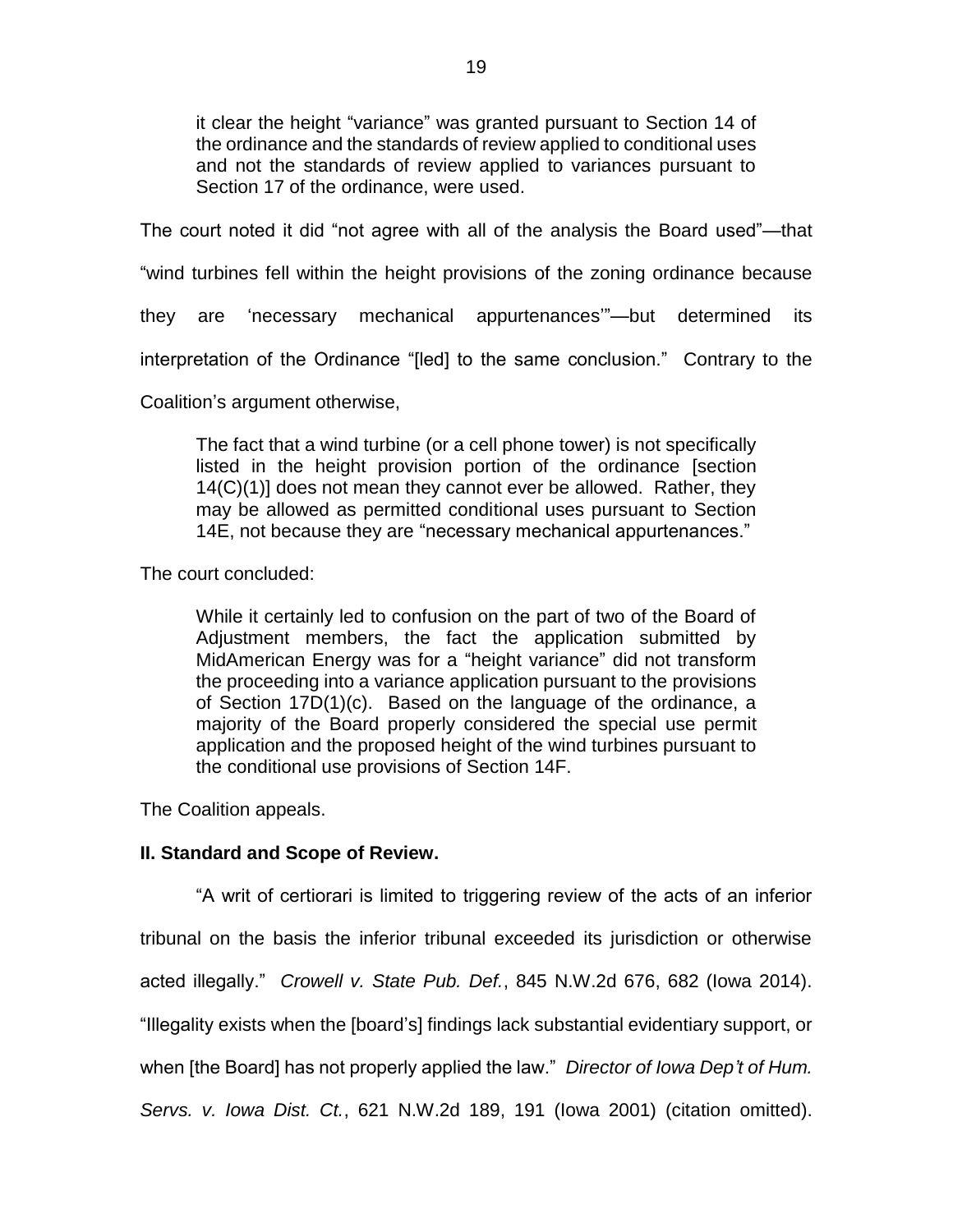> it clear the height "variance" was granted pursuant to Section 14 of the ordinance and the standards of review applied to conditional uses and not the standards of review applied to variances pursuant to Section 17 of the ordinance, were used.

The court noted it did "not agree with all of the analysis the Board used"—that "wind turbines fell within the height provisions of the zoning ordinance because they are 'necessary mechanical appurtenances'"—but determined its interpretation of the Ordinance "[led] to the same conclusion." Contrary to the Coalition's argument otherwise,

> The fact that a wind turbine (or a cell phone tower) is not specifically listed in the height provision portion of the ordinance [section 14(C)(1)] does not mean they cannot ever be allowed. Rather, they may be allowed as permitted conditional uses pursuant to Section 14E, not because they are "necessary mechanical appurtenances."

The court concluded:

> While it certainly led to confusion on the part of two of the Board of Adjustment members, the fact the application submitted by MidAmerican Energy was for a "height variance" did not transform the proceeding into a variance application pursuant to the provisions of Section 17D(1)(c). Based on the language of the ordinance, a majority of the Board properly considered the special use permit application and the proposed height of the wind turbines pursuant to the conditional use provisions of Section 14F.

The Coalition appeals.

**II. Standard and Scope of Review.**

"A writ of certiorari is limited to triggering review of the acts of an inferior tribunal on the basis the inferior tribunal exceeded its jurisdiction or otherwise acted illegally." *Crowell v. State Pub. Def.*, 845 N.W.2d 676, 682 (Iowa 2014). "Illegality exists when the [board's] findings lack substantial evidentiary support, or when [the Board] has not properly applied the law." *Director of Iowa Dep't of Hum. Servs. v. Iowa Dist. Ct.*, 621 N.W.2d 189, 191 (Iowa 2001) (citation omitted).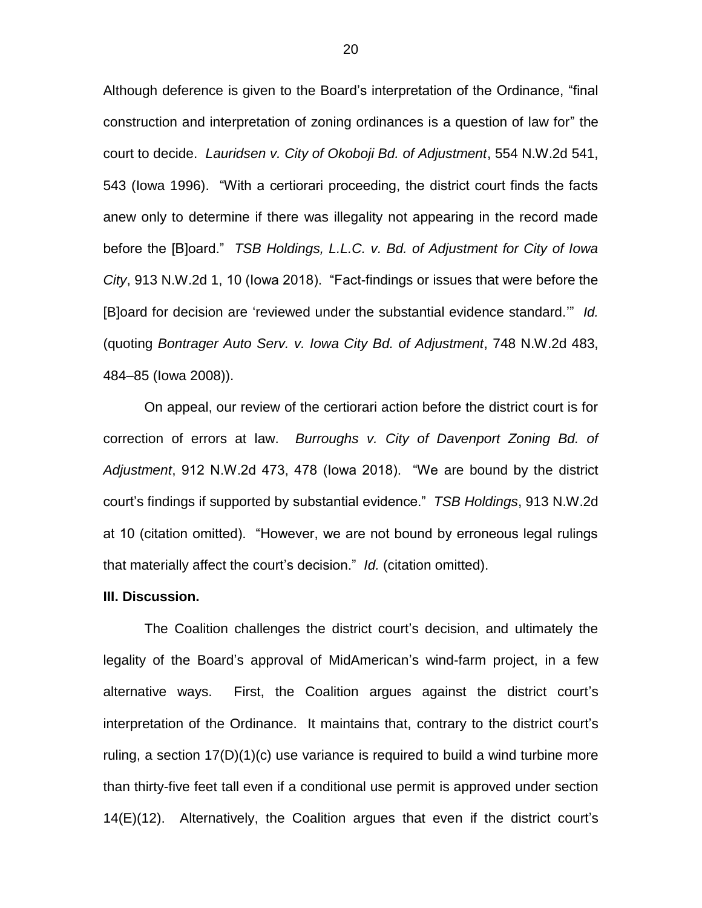Although deference is given to the Board's interpretation of the Ordinance, "final construction and interpretation of zoning ordinances is a question of law for" the court to decide. *Lauridsen v. City of Okoboji Bd. of Adjustment*, 554 N.W.2d 541, 543 (Iowa 1996). "With a certiorari proceeding, the district court finds the facts anew only to determine if there was illegality not appearing in the record made before the [B]oard." *TSB Holdings, L.L.C. v. Bd. of Adjustment for City of Iowa City*, 913 N.W.2d 1, 10 (Iowa 2018). "Fact-findings or issues that were before the [B]oard for decision are 'reviewed under the substantial evidence standard.'" *Id.* (quoting *Bontrager Auto Serv. v. Iowa City Bd. of Adjustment*, 748 N.W.2d 483, 484–85 (Iowa 2008)).

On appeal, our review of the certiorari action before the district court is for correction of errors at law. *Burroughs v. City of Davenport Zoning Bd. of Adjustment*, 912 N.W.2d 473, 478 (Iowa 2018). "We are bound by the district court's findings if supported by substantial evidence." *TSB Holdings*, 913 N.W.2d at 10 (citation omitted). "However, we are not bound by erroneous legal rulings that materially affect the court's decision." *Id.* (citation omitted).

**III. Discussion.**

The Coalition challenges the district court's decision, and ultimately the legality of the Board's approval of MidAmerican's wind-farm project, in a few alternative ways. First, the Coalition argues against the district court's interpretation of the Ordinance. It maintains that, contrary to the district court's ruling, a section 17(D)(1)(c) use variance is required to build a wind turbine more than thirty-five feet tall even if a conditional use permit is approved under section 14(E)(12). Alternatively, the Coalition argues that even if the district court's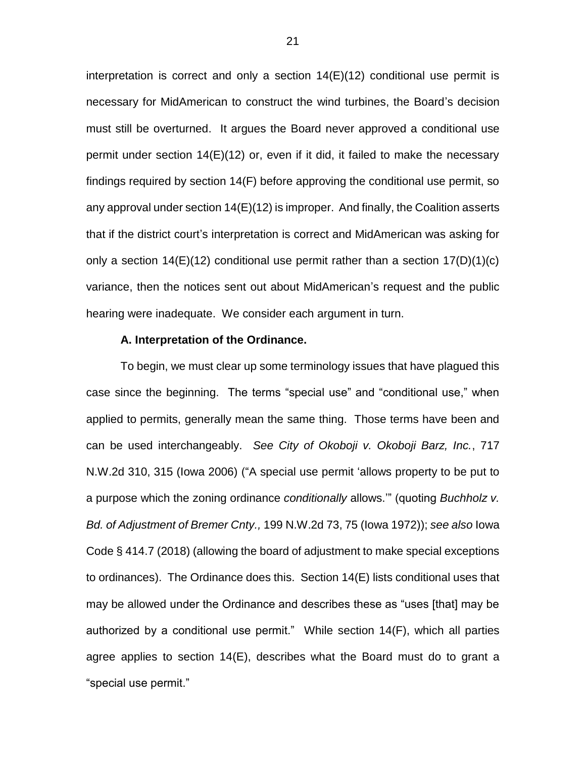interpretation is correct and only a section 14(E)(12) conditional use permit is necessary for MidAmerican to construct the wind turbines, the Board's decision must still be overturned. It argues the Board never approved a conditional use permit under section 14(E)(12) or, even if it did, it failed to make the necessary findings required by section 14(F) before approving the conditional use permit, so any approval under section 14(E)(12) is improper. And finally, the Coalition asserts that if the district court's interpretation is correct and MidAmerican was asking for only a section 14(E)(12) conditional use permit rather than a section 17(D)(1)(c) variance, then the notices sent out about MidAmerican's request and the public hearing were inadequate. We consider each argument in turn.

**A. Interpretation of the Ordinance.**

To begin, we must clear up some terminology issues that have plagued this case since the beginning. The terms "special use" and "conditional use," when applied to permits, generally mean the same thing. Those terms have been and can be used interchangeably. *See City of Okoboji v. Okoboji Barz, Inc.*, 717 N.W.2d 310, 315 (Iowa 2006) ("A special use permit 'allows property to be put to a purpose which the zoning ordinance *conditionally* allows.'" (quoting *Buchholz v. Bd. of Adjustment of Bremer Cnty.,* 199 N.W.2d 73, 75 (Iowa 1972)); *see also* Iowa Code § 414.7 (2018) (allowing the board of adjustment to make special exceptions to ordinances). The Ordinance does this. Section 14(E) lists conditional uses that may be allowed under the Ordinance and describes these as "uses [that] may be authorized by a conditional use permit." While section 14(F), which all parties agree applies to section 14(E), describes what the Board must do to grant a "special use permit."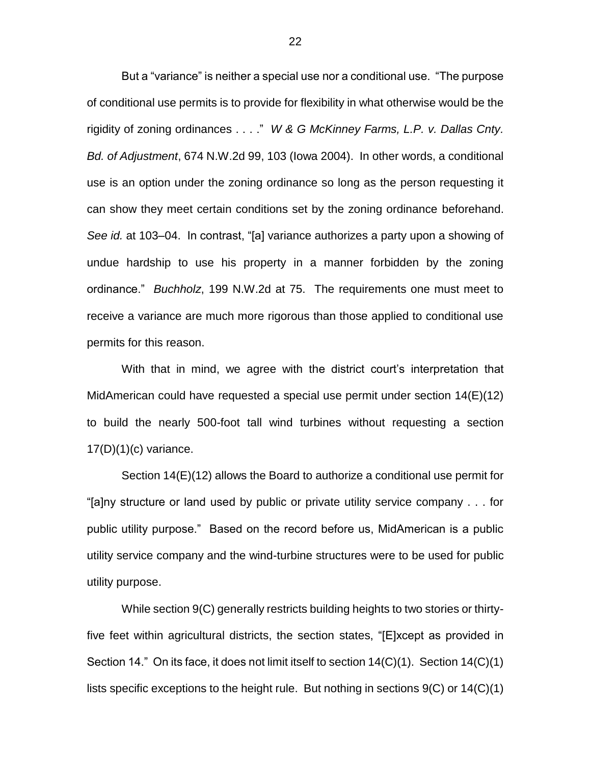But a "variance" is neither a special use nor a conditional use. "The purpose of conditional use permits is to provide for flexibility in what otherwise would be the rigidity of zoning ordinances . . . ." *W & G McKinney Farms, L.P. v. Dallas Cnty. Bd. of Adjustment*, 674 N.W.2d 99, 103 (Iowa 2004). In other words, a conditional use is an option under the zoning ordinance so long as the person requesting it can show they meet certain conditions set by the zoning ordinance beforehand. *See id.* at 103–04. In contrast, "[a] variance authorizes a party upon a showing of undue hardship to use his property in a manner forbidden by the zoning ordinance." *Buchholz*, 199 N.W.2d at 75. The requirements one must meet to receive a variance are much more rigorous than those applied to conditional use permits for this reason.

With that in mind, we agree with the district court's interpretation that MidAmerican could have requested a special use permit under section 14(E)(12) to build the nearly 500-foot tall wind turbines without requesting a section 17(D)(1)(c) variance.

Section 14(E)(12) allows the Board to authorize a conditional use permit for "[a]ny structure or land used by public or private utility service company . . . for public utility purpose." Based on the record before us, MidAmerican is a public utility service company and the wind-turbine structures were to be used for public utility purpose.

While section 9(C) generally restricts building heights to two stories or thirty-five feet within agricultural districts, the section states, "[E]xcept as provided in Section 14." On its face, it does not limit itself to section 14(C)(1). Section 14(C)(1) lists specific exceptions to the height rule. But nothing in sections 9(C) or 14(C)(1)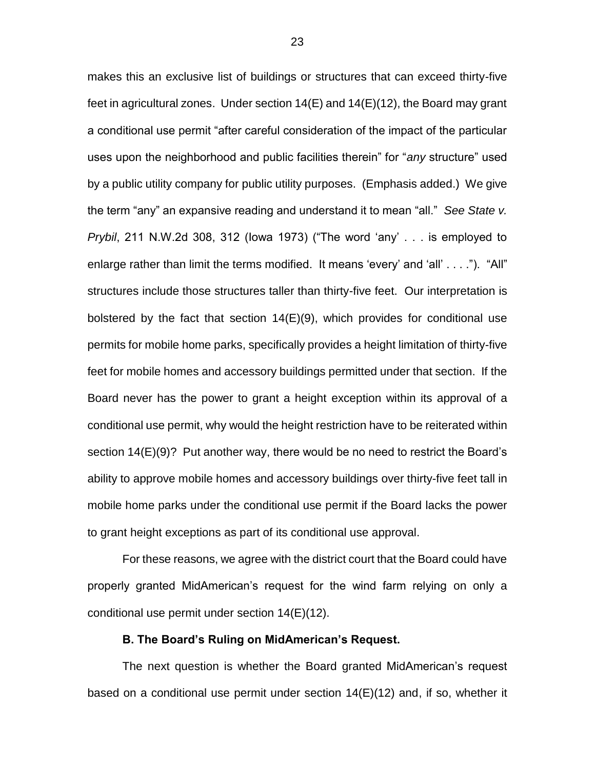makes this an exclusive list of buildings or structures that can exceed thirty-five feet in agricultural zones. Under section 14(E) and 14(E)(12), the Board may grant a conditional use permit "after careful consideration of the impact of the particular uses upon the neighborhood and public facilities therein" for "*any* structure" used by a public utility company for public utility purposes. (Emphasis added.) We give the term "any" an expansive reading and understand it to mean "all." *See State v. Prybil*, 211 N.W.2d 308, 312 (Iowa 1973) ("The word 'any' . . . is employed to enlarge rather than limit the terms modified. It means 'every' and 'all' . . . ."). "All" structures include those structures taller than thirty-five feet. Our interpretation is bolstered by the fact that section 14(E)(9), which provides for conditional use permits for mobile home parks, specifically provides a height limitation of thirty-five feet for mobile homes and accessory buildings permitted under that section. If the Board never has the power to grant a height exception within its approval of a conditional use permit, why would the height restriction have to be reiterated within section 14(E)(9)? Put another way, there would be no need to restrict the Board's ability to approve mobile homes and accessory buildings over thirty-five feet tall in mobile home parks under the conditional use permit if the Board lacks the power to grant height exceptions as part of its conditional use approval.

For these reasons, we agree with the district court that the Board could have properly granted MidAmerican's request for the wind farm relying on only a conditional use permit under section 14(E)(12).

### B. The Board's Ruling on MidAmerican's Request.

The next question is whether the Board granted MidAmerican's request based on a conditional use permit under section 14(E)(12) and, if so, whether it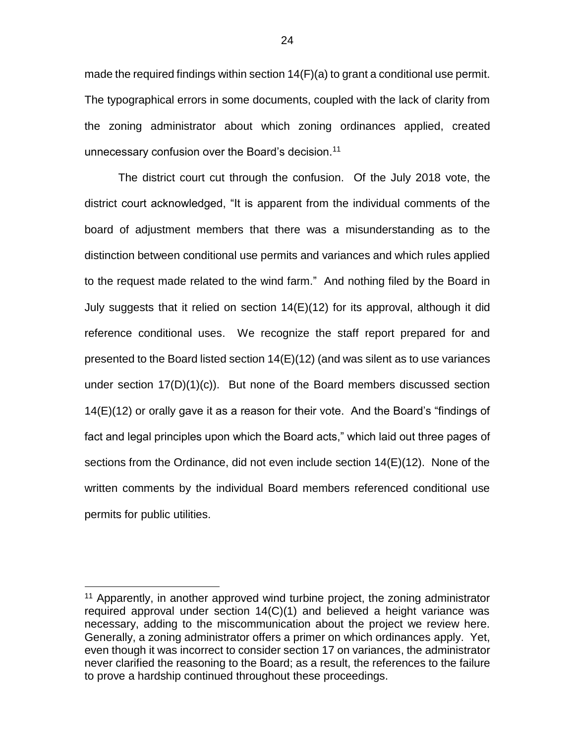made the required findings within section 14(F)(a) to grant a conditional use permit. The typographical errors in some documents, coupled with the lack of clarity from the zoning administrator about which zoning ordinances applied, created unnecessary confusion over the Board's decision.[11]

The district court cut through the confusion. Of the July 2018 vote, the district court acknowledged, "It is apparent from the individual comments of the board of adjustment members that there was a misunderstanding as to the distinction between conditional use permits and variances and which rules applied to the request made related to the wind farm." And nothing filed by the Board in July suggests that it relied on section 14(E)(12) for its approval, although it did reference conditional uses. We recognize the staff report prepared for and presented to the Board listed section 14(E)(12) (and was silent as to use variances under section 17(D)(1)(c)). But none of the Board members discussed section 14(E)(12) or orally gave it as a reason for their vote. And the Board's "findings of fact and legal principles upon which the Board acts," which laid out three pages of sections from the Ordinance, did not even include section 14(E)(12). None of the written comments by the individual Board members referenced conditional use permits for public utilities.

---

[11] Apparently, in another approved wind turbine project, the zoning administrator required approval under section 14(C)(1) and believed a height variance was necessary, adding to the miscommunication about the project we review here. Generally, a zoning administrator offers a primer on which ordinances apply. Yet, even though it was incorrect to consider section 17 on variances, the administrator never clarified the reasoning to the Board; as a result, the references to the failure to prove a hardship continued throughout these proceedings.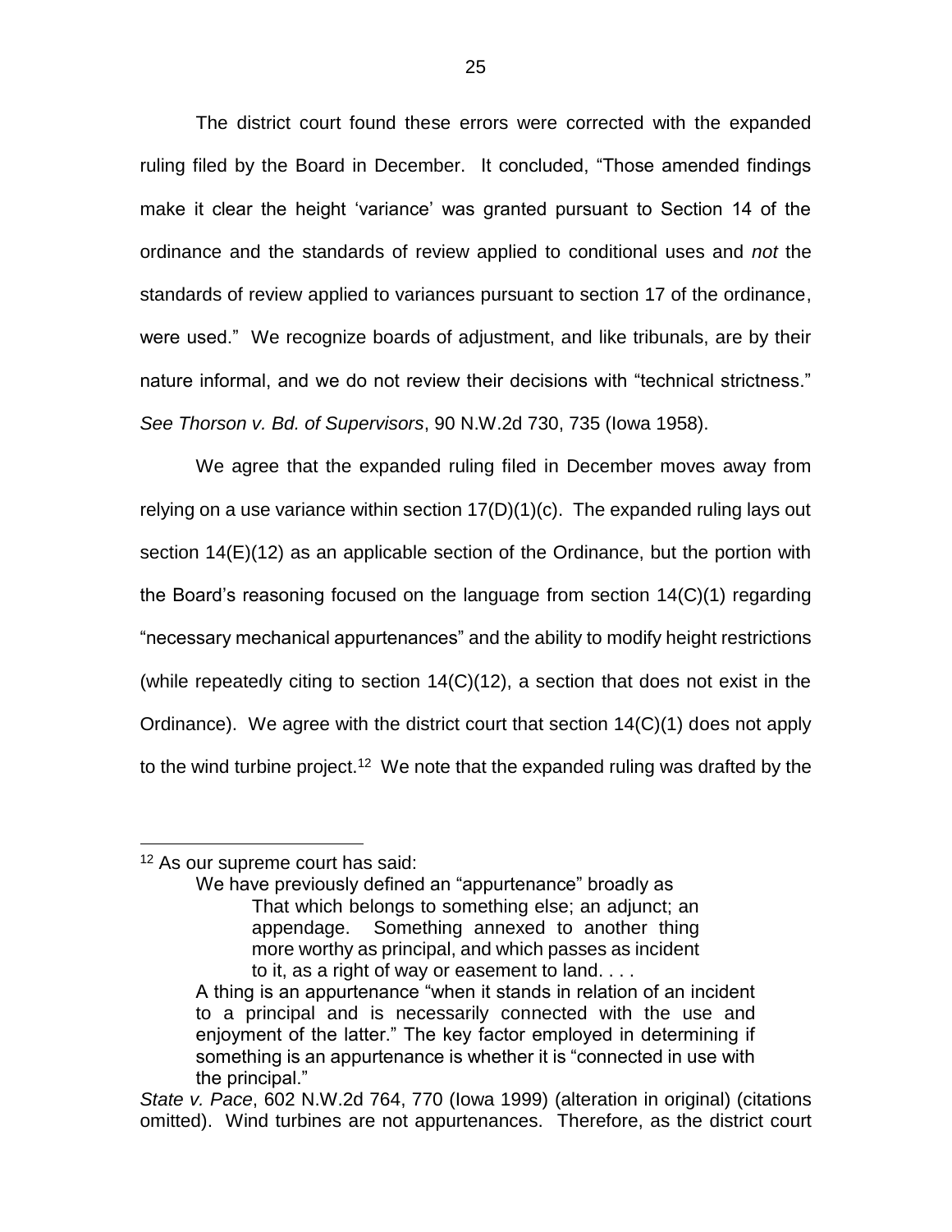The district court found these errors were corrected with the expanded ruling filed by the Board in December. It concluded, "Those amended findings make it clear the height 'variance' was granted pursuant to Section 14 of the ordinance and the standards of review applied to conditional uses and *not* the standards of review applied to variances pursuant to section 17 of the ordinance, were used." We recognize boards of adjustment, and like tribunals, are by their nature informal, and we do not review their decisions with "technical strictness." *See Thorson v. Bd. of Supervisors*, 90 N.W.2d 730, 735 (Iowa 1958).

We agree that the expanded ruling filed in December moves away from relying on a use variance within section 17(D)(1)(c). The expanded ruling lays out section 14(E)(12) as an applicable section of the Ordinance, but the portion with the Board's reasoning focused on the language from section 14(C)(1) regarding "necessary mechanical appurtenances" and the ability to modify height restrictions (while repeatedly citing to section 14(C)(12), a section that does not exist in the Ordinance). We agree with the district court that section 14(C)(1) does not apply to the wind turbine project.[12] We note that the expanded ruling was drafted by the

---

[12] As our supreme court has said:

> We have previously defined an "appurtenance" broadly as
>
> > That which belongs to something else; an adjunct; an appendage. Something annexed to another thing more worthy as principal, and which passes as incident to it, as a right of way or easement to land. . . .
>
> A thing is an appurtenance "when it stands in relation of an incident to a principal and is necessarily connected with the use and enjoyment of the latter." The key factor employed in determining if something is an appurtenance is whether it is "connected in use with the principal."

*State v. Pace*, 602 N.W.2d 764, 770 (Iowa 1999) (alteration in original) (citations omitted). Wind turbines are not appurtenances. Therefore, as the district court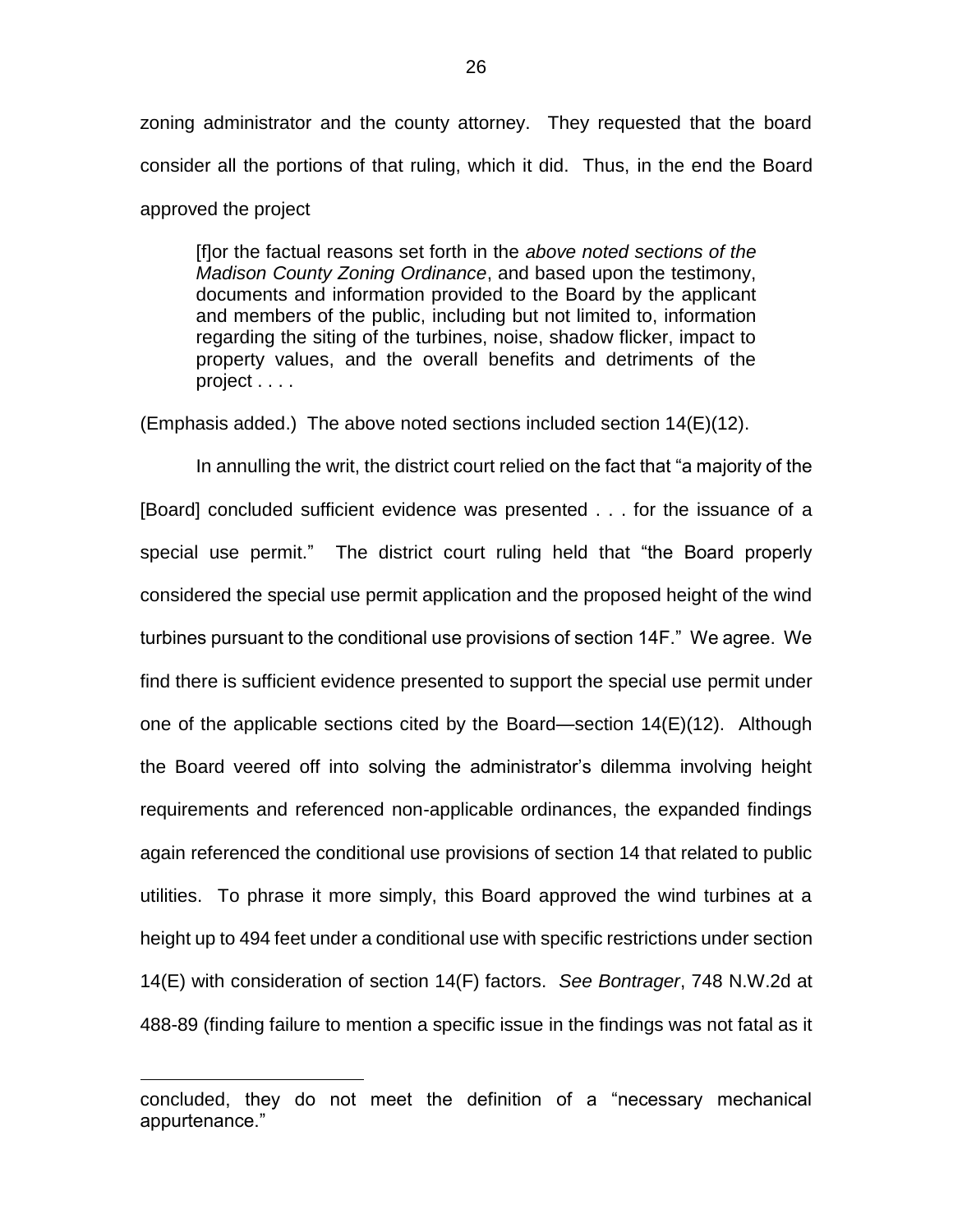zoning administrator and the county attorney. They requested that the board consider all the portions of that ruling, which it did. Thus, in the end the Board approved the project

> [f]or the factual reasons set forth in the *above noted sections of the Madison County Zoning Ordinance*, and based upon the testimony, documents and information provided to the Board by the applicant and members of the public, including but not limited to, information regarding the siting of the turbines, noise, shadow flicker, impact to property values, and the overall benefits and detriments of the project . . . .

(Emphasis added.) The above noted sections included section 14(E)(12).

In annulling the writ, the district court relied on the fact that "a majority of the [Board] concluded sufficient evidence was presented . . . for the issuance of a special use permit." The district court ruling held that "the Board properly considered the special use permit application and the proposed height of the wind turbines pursuant to the conditional use provisions of section 14F." We agree. We find there is sufficient evidence presented to support the special use permit under one of the applicable sections cited by the Board—section 14(E)(12). Although the Board veered off into solving the administrator's dilemma involving height requirements and referenced non-applicable ordinances, the expanded findings again referenced the conditional use provisions of section 14 that related to public utilities. To phrase it more simply, this Board approved the wind turbines at a height up to 494 feet under a conditional use with specific restrictions under section 14(E) with consideration of section 14(F) factors. *See Bontrager*, 748 N.W.2d at 488-89 (finding failure to mention a specific issue in the findings was not fatal as it

---

concluded, they do not meet the definition of a "necessary mechanical appurtenance."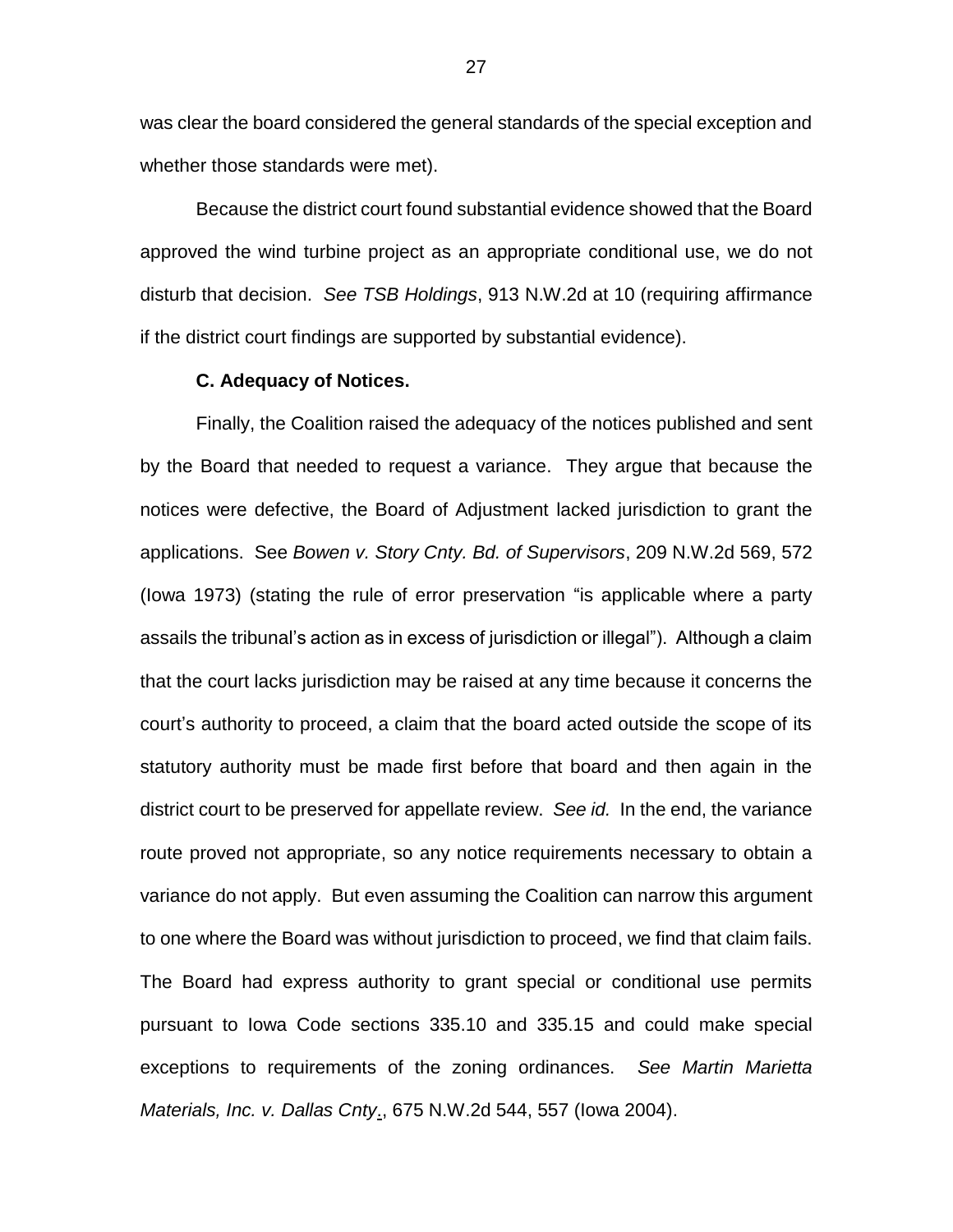was clear the board considered the general standards of the special exception and whether those standards were met).

Because the district court found substantial evidence showed that the Board approved the wind turbine project as an appropriate conditional use, we do not disturb that decision. *See TSB Holdings*, 913 N.W.2d at 10 (requiring affirmance if the district court findings are supported by substantial evidence).

**C. Adequacy of Notices.**

Finally, the Coalition raised the adequacy of the notices published and sent by the Board that needed to request a variance. They argue that because the notices were defective, the Board of Adjustment lacked jurisdiction to grant the applications. See *Bowen v. Story Cnty. Bd. of Supervisors*, 209 N.W.2d 569, 572 (Iowa 1973) (stating the rule of error preservation "is applicable where a party assails the tribunal's action as in excess of jurisdiction or illegal"). Although a claim that the court lacks jurisdiction may be raised at any time because it concerns the court's authority to proceed, a claim that the board acted outside the scope of its statutory authority must be made first before that board and then again in the district court to be preserved for appellate review. *See id.* In the end, the variance route proved not appropriate, so any notice requirements necessary to obtain a variance do not apply. But even assuming the Coalition can narrow this argument to one where the Board was without jurisdiction to proceed, we find that claim fails. The Board had express authority to grant special or conditional use permits pursuant to Iowa Code sections 335.10 and 335.15 and could make special exceptions to requirements of the zoning ordinances. *See Martin Marietta Materials, Inc. v. Dallas Cnty.*, 675 N.W.2d 544, 557 (Iowa 2004).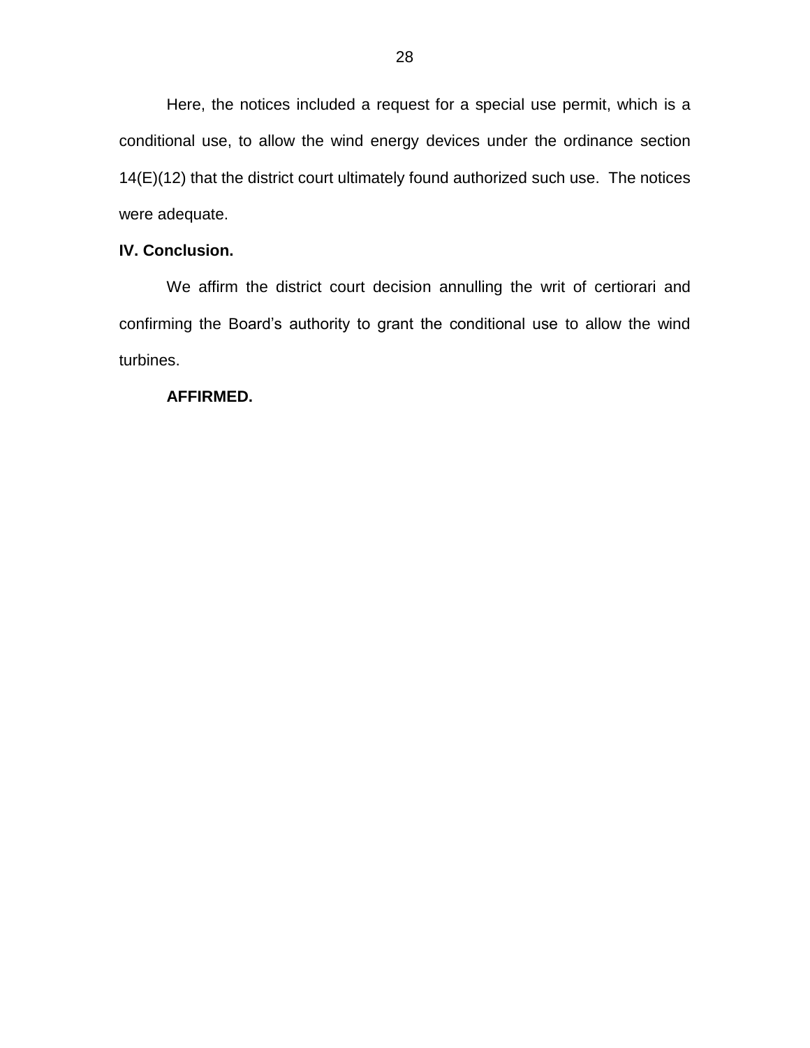Here, the notices included a request for a special use permit, which is a conditional use, to allow the wind energy devices under the ordinance section 14(E)(12) that the district court ultimately found authorized such use. The notices were adequate.

**IV. Conclusion.**

We affirm the district court decision annulling the writ of certiorari and confirming the Board's authority to grant the conditional use to allow the wind turbines.

**AFFIRMED.**